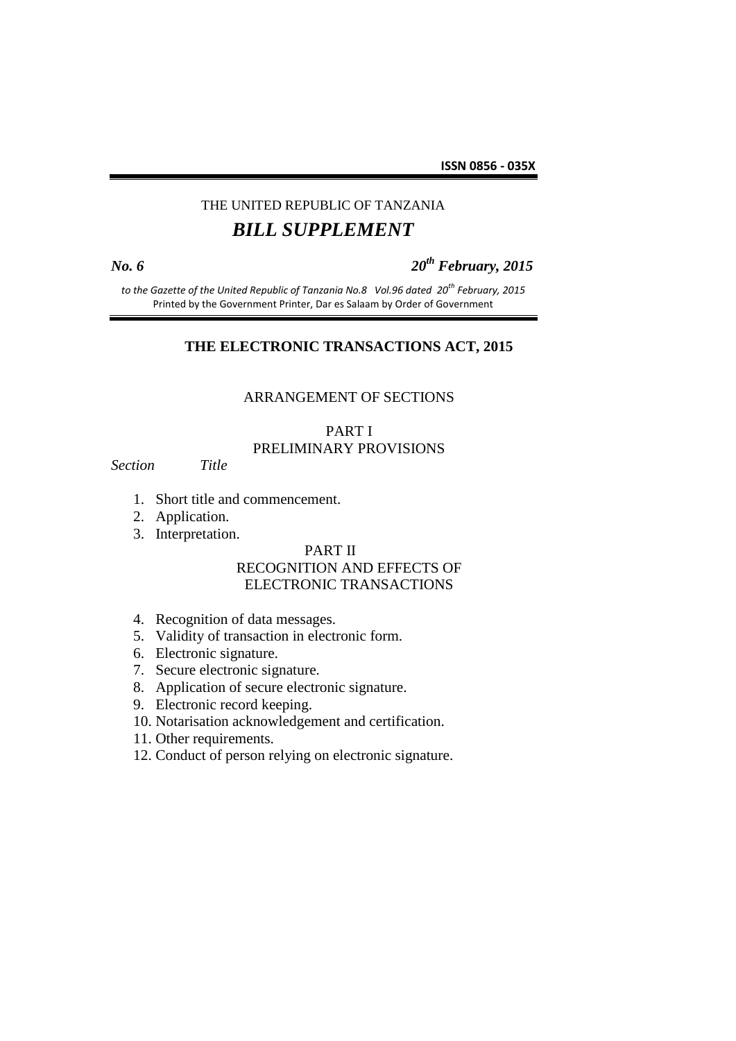**ISSN 0856 - 035X**

THE UNITED REPUBLIC OF TANZANIA

# *BILL SUPPLEMENT*

***No. 6*** ***20th February, 2015***

*to the Gazette of the United Republic of Tanzania No.8 Vol.96 dated 20th February, 2015*
Printed by the Government Printer, Dar es Salaam by Order of Government

## THE ELECTRONIC TRANSACTIONS ACT, 2015

ARRANGEMENT OF SECTIONS

PART I
PRELIMINARY PROVISIONS

*Section* *Title*

1. Short title and commencement.
2. Application.
3. Interpretation.

PART II
RECOGNITION AND EFFECTS OF
ELECTRONIC TRANSACTIONS

4. Recognition of data messages.
5. Validity of transaction in electronic form.
6. Electronic signature.
7. Secure electronic signature.
8. Application of secure electronic signature.
9. Electronic record keeping.
10. Notarisation acknowledgement and certification.
11. Other requirements.
12. Conduct of person relying on electronic signature.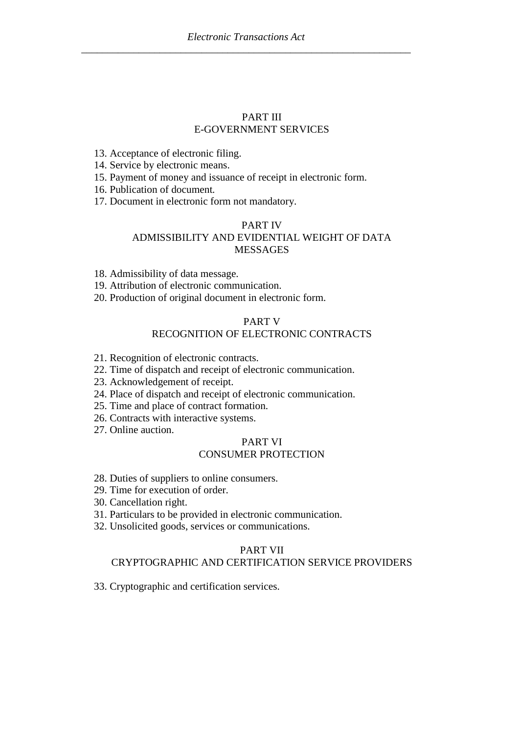## PART III
## E-GOVERNMENT SERVICES

13. Acceptance of electronic filing.
14. Service by electronic means.
15. Payment of money and issuance of receipt in electronic form.
16. Publication of document.
17. Document in electronic form not mandatory.

## PART IV
## ADMISSIBILITY AND EVIDENTIAL WEIGHT OF DATA MESSAGES

18. Admissibility of data message.
19. Attribution of electronic communication.
20. Production of original document in electronic form.

## PART V
## RECOGNITION OF ELECTRONIC CONTRACTS

21. Recognition of electronic contracts.
22. Time of dispatch and receipt of electronic communication.
23. Acknowledgement of receipt.
24. Place of dispatch and receipt of electronic communication.
25. Time and place of contract formation.
26. Contracts with interactive systems.
27. Online auction.

## PART VI
## CONSUMER PROTECTION

28. Duties of suppliers to online consumers.
29. Time for execution of order.
30. Cancellation right.
31. Particulars to be provided in electronic communication.
32. Unsolicited goods, services or communications.

## PART VII
## CRYPTOGRAPHIC AND CERTIFICATION SERVICE PROVIDERS

33. Cryptographic and certification services.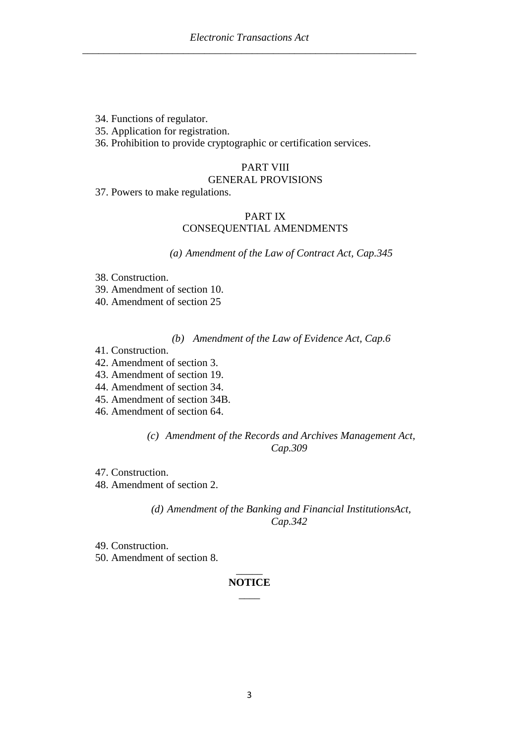34. Functions of regulator.
35. Application for registration.
36. Prohibition to provide cryptographic or certification services.

## PART VIII
## GENERAL PROVISIONS

37. Powers to make regulations.

## PART IX
## CONSEQUENTIAL AMENDMENTS

*(a) Amendment of the Law of Contract Act, Cap.345*

38. Construction.
39. Amendment of section 10.
40. Amendment of section 25

*(b) Amendment of the Law of Evidence Act, Cap.6*

41. Construction.
42. Amendment of section 3.
43. Amendment of section 19.
44. Amendment of section 34.
45. Amendment of section 34B.
46. Amendment of section 64.

*(c) Amendment of the Records and Archives Management Act, Cap.309*

47. Construction.
48. Amendment of section 2.

*(d) Amendment of the Banking and Financial InstitutionsAct, Cap.342*

49. Construction.
50. Amendment of section 8.

_____

**NOTICE**

____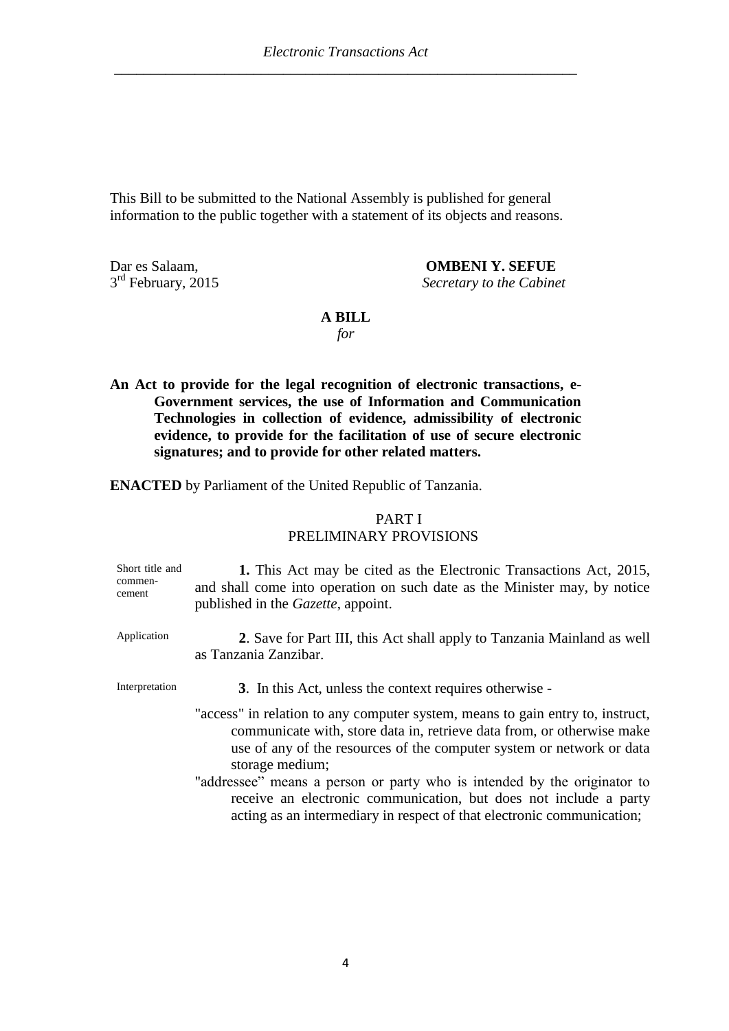This Bill to be submitted to the National Assembly is published for general information to the public together with a statement of its objects and reasons.

Dar es Salaam,
3rd February, 2015

**OMBENI Y. SEFUE**
*Secretary to the Cabinet*

**A BILL**
*for*

**An Act to provide for the legal recognition of electronic transactions, e-Government services, the use of Information and Communication Technologies in collection of evidence, admissibility of electronic evidence, to provide for the facilitation of use of secure electronic signatures; and to provide for other related matters.**

**ENACTED** by Parliament of the United Republic of Tanzania.

## PART I
## PRELIMINARY PROVISIONS

Short title and commencement

**1.** This Act may be cited as the Electronic Transactions Act, 2015, and shall come into operation on such date as the Minister may, by notice published in the *Gazette*, appoint.

Application

**2**. Save for Part III, this Act shall apply to Tanzania Mainland as well as Tanzania Zanzibar.

Interpretation

**3**. In this Act, unless the context requires otherwise -

"access" in relation to any computer system, means to gain entry to, instruct, communicate with, store data in, retrieve data from, or otherwise make use of any of the resources of the computer system or network or data storage medium;

"addressee" means a person or party who is intended by the originator to receive an electronic communication, but does not include a party acting as an intermediary in respect of that electronic communication;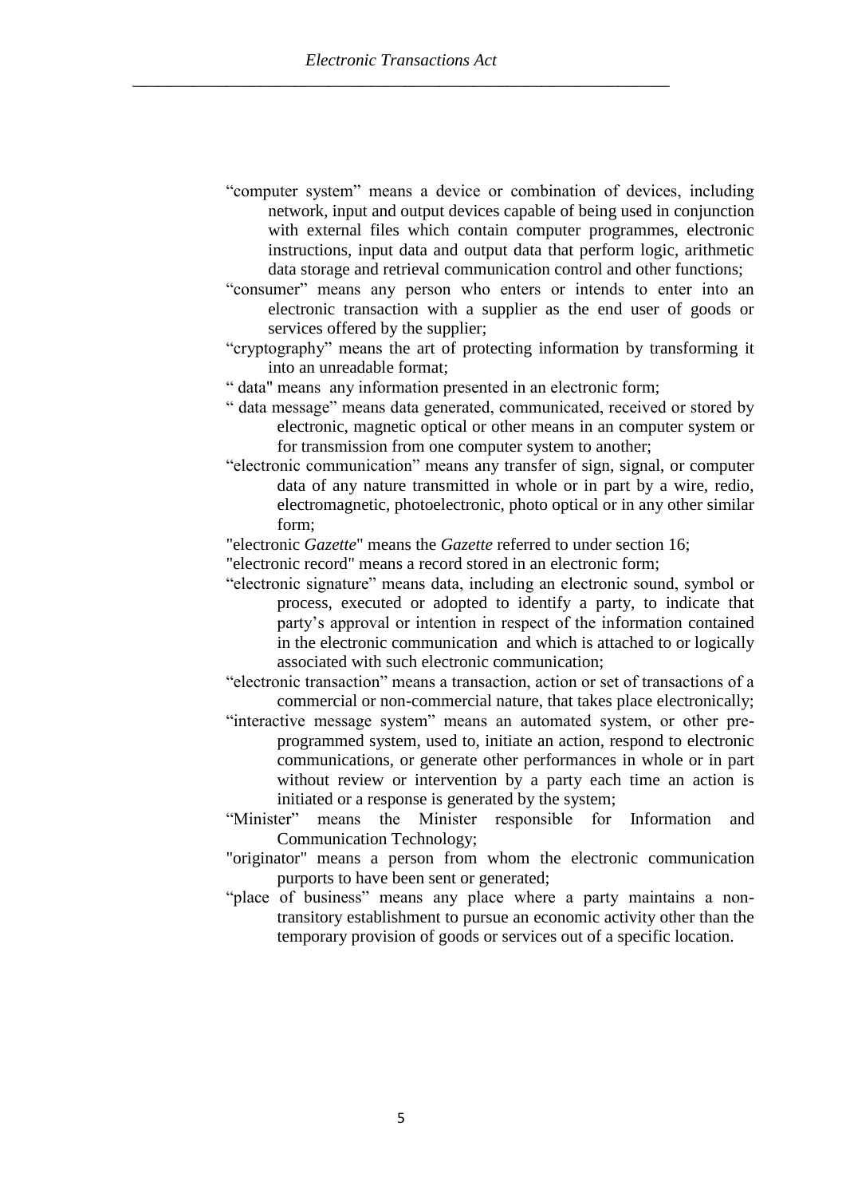"computer system" means a device or combination of devices, including network, input and output devices capable of being used in conjunction with external files which contain computer programmes, electronic instructions, input data and output data that perform logic, arithmetic data storage and retrieval communication control and other functions;

"consumer" means any person who enters or intends to enter into an electronic transaction with a supplier as the end user of goods or services offered by the supplier;

"cryptography" means the art of protecting information by transforming it into an unreadable format;

" data" means any information presented in an electronic form;

" data message" means data generated, communicated, received or stored by electronic, magnetic optical or other means in an computer system or for transmission from one computer system to another;

"electronic communication" means any transfer of sign, signal, or computer data of any nature transmitted in whole or in part by a wire, redio, electromagnetic, photoelectronic, photo optical or in any other similar form;

"electronic *Gazette*" means the *Gazette* referred to under section 16;

"electronic record" means a record stored in an electronic form;

"electronic signature" means data, including an electronic sound, symbol or process, executed or adopted to identify a party, to indicate that party's approval or intention in respect of the information contained in the electronic communication and which is attached to or logically associated with such electronic communication;

"electronic transaction" means a transaction, action or set of transactions of a commercial or non-commercial nature, that takes place electronically;

"interactive message system" means an automated system, or other pre-programmed system, used to, initiate an action, respond to electronic communications, or generate other performances in whole or in part without review or intervention by a party each time an action is initiated or a response is generated by the system;

"Minister" means the Minister responsible for Information and Communication Technology;

"originator" means a person from whom the electronic communication purports to have been sent or generated;

"place of business" means any place where a party maintains a non-transitory establishment to pursue an economic activity other than the temporary provision of goods or services out of a specific location.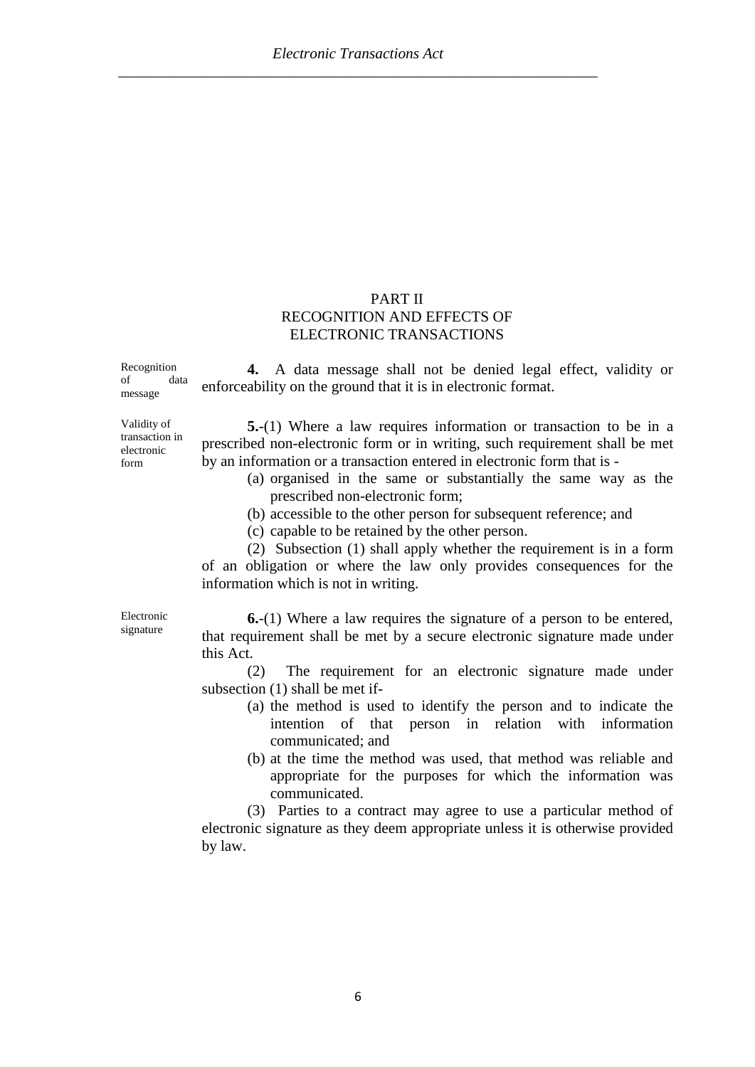## PART II
## RECOGNITION AND EFFECTS OF ELECTRONIC TRANSACTIONS

Recognition of data message

**4.** A data message shall not be denied legal effect, validity or enforceability on the ground that it is in electronic format.

Validity of transaction in electronic form

**5.**-(1) Where a law requires information or transaction to be in a prescribed non-electronic form or in writing, such requirement shall be met by an information or a transaction entered in electronic form that is -

(a) organised in the same or substantially the same way as the prescribed non-electronic form;

(b) accessible to the other person for subsequent reference; and

(c) capable to be retained by the other person.

(2) Subsection (1) shall apply whether the requirement is in a form of an obligation or where the law only provides consequences for the information which is not in writing.

Electronic signature

**6.**-(1) Where a law requires the signature of a person to be entered, that requirement shall be met by a secure electronic signature made under this Act.

(2) The requirement for an electronic signature made under subsection (1) shall be met if-

(a) the method is used to identify the person and to indicate the intention of that person in relation with information communicated; and

(b) at the time the method was used, that method was reliable and appropriate for the purposes for which the information was communicated.

(3) Parties to a contract may agree to use a particular method of electronic signature as they deem appropriate unless it is otherwise provided by law.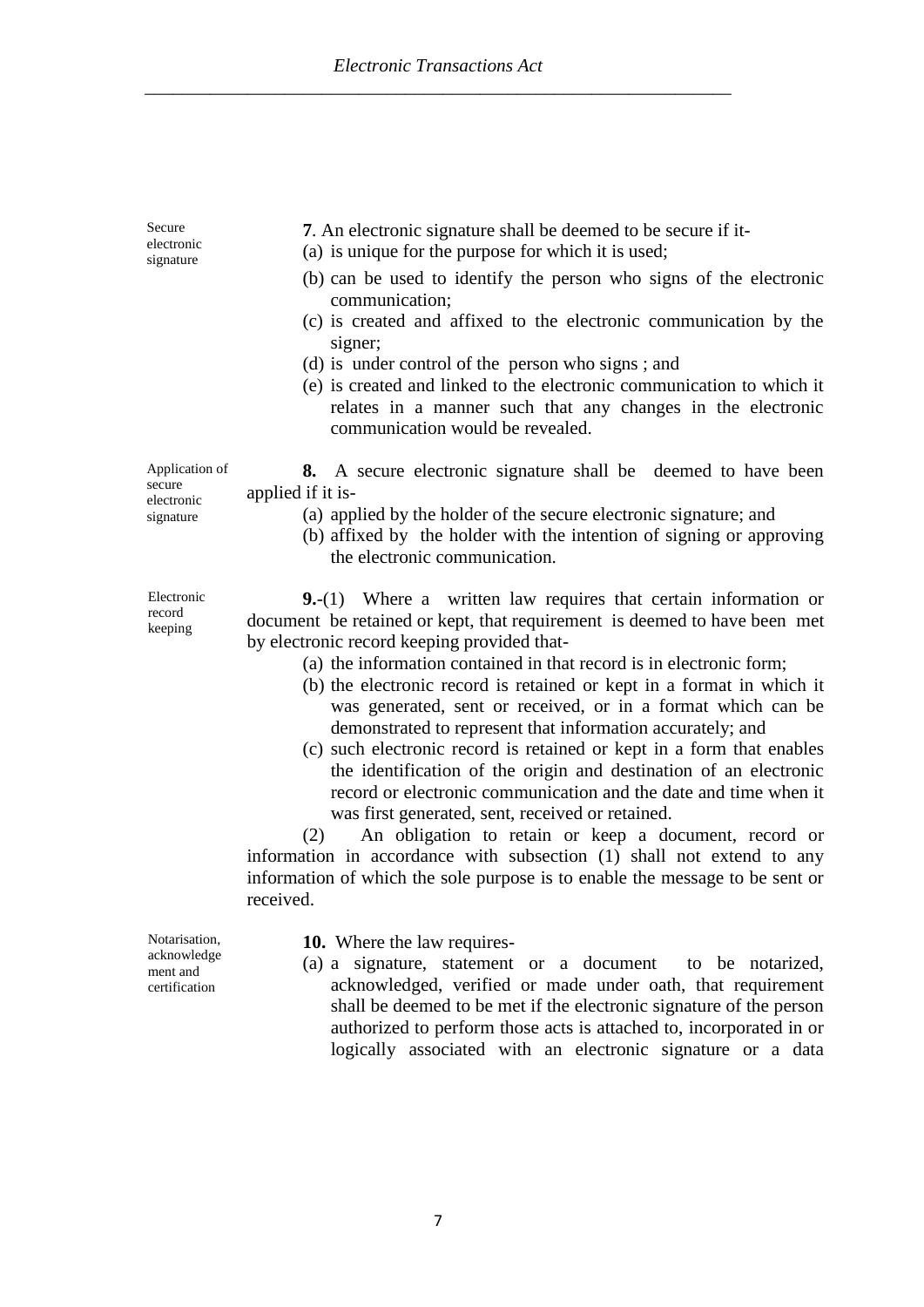**Secure electronic signature**

**7**. An electronic signature shall be deemed to be secure if it-

(a) is unique for the purpose for which it is used;

(b) can be used to identify the person who signs of the electronic communication;

(c) is created and affixed to the electronic communication by the signer;

(d) is under control of the person who signs ; and

(e) is created and linked to the electronic communication to which it relates in a manner such that any changes in the electronic communication would be revealed.

**Application of secure electronic signature**

**8.** A secure electronic signature shall be deemed to have been applied if it is-

(a) applied by the holder of the secure electronic signature; and

(b) affixed by the holder with the intention of signing or approving the electronic communication.

**Electronic record keeping**

**9.**-(1) Where a written law requires that certain information or document be retained or kept, that requirement is deemed to have been met by electronic record keeping provided that-

(a) the information contained in that record is in electronic form;

(b) the electronic record is retained or kept in a format in which it was generated, sent or received, or in a format which can be demonstrated to represent that information accurately; and

(c) such electronic record is retained or kept in a form that enables the identification of the origin and destination of an electronic record or electronic communication and the date and time when it was first generated, sent, received or retained.

(2) An obligation to retain or keep a document, record or information in accordance with subsection (1) shall not extend to any information of which the sole purpose is to enable the message to be sent or received.

**Notarisation, acknowledgement and certification**

**10.** Where the law requires-

(a) a signature, statement or a document to be notarized, acknowledged, verified or made under oath, that requirement shall be deemed to be met if the electronic signature of the person authorized to perform those acts is attached to, incorporated in or logically associated with an electronic signature or a data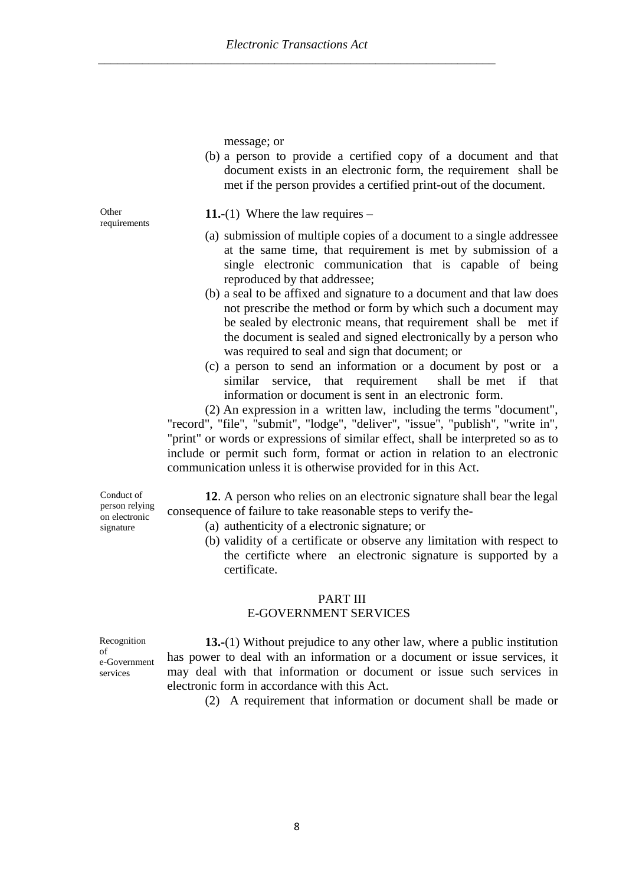message; or

(b) a person to provide a certified copy of a document and that document exists in an electronic form, the requirement shall be met if the person provides a certified print-out of the document.

*Other requirements*

**11.**-(1) Where the law requires –

(a) submission of multiple copies of a document to a single addressee at the same time, that requirement is met by submission of a single electronic communication that is capable of being reproduced by that addressee;

(b) a seal to be affixed and signature to a document and that law does not prescribe the method or form by which such a document may be sealed by electronic means, that requirement shall be met if the document is sealed and signed electronically by a person who was required to seal and sign that document; or

(c) a person to send an information or a document by post or a similar service, that requirement shall be met if that information or document is sent in an electronic form.

(2) An expression in a written law, including the terms "document", "record", "file", "submit", "lodge", "deliver", "issue", "publish", "write in", "print" or words or expressions of similar effect, shall be interpreted so as to include or permit such form, format or action in relation to an electronic communication unless it is otherwise provided for in this Act.

*Conduct of person relying on electronic signature*

**12**. A person who relies on an electronic signature shall bear the legal consequence of failure to take reasonable steps to verify the-

(a) authenticity of a electronic signature; or

(b) validity of a certificate or observe any limitation with respect to the certificte where an electronic signature is supported by a certificate.

## PART III
## E-GOVERNMENT SERVICES

*Recognition of e-Government services*

**13.**-(1) Without prejudice to any other law, where a public institution has power to deal with an information or a document or issue services, it may deal with that information or document or issue such services in electronic form in accordance with this Act.

(2) A requirement that information or document shall be made or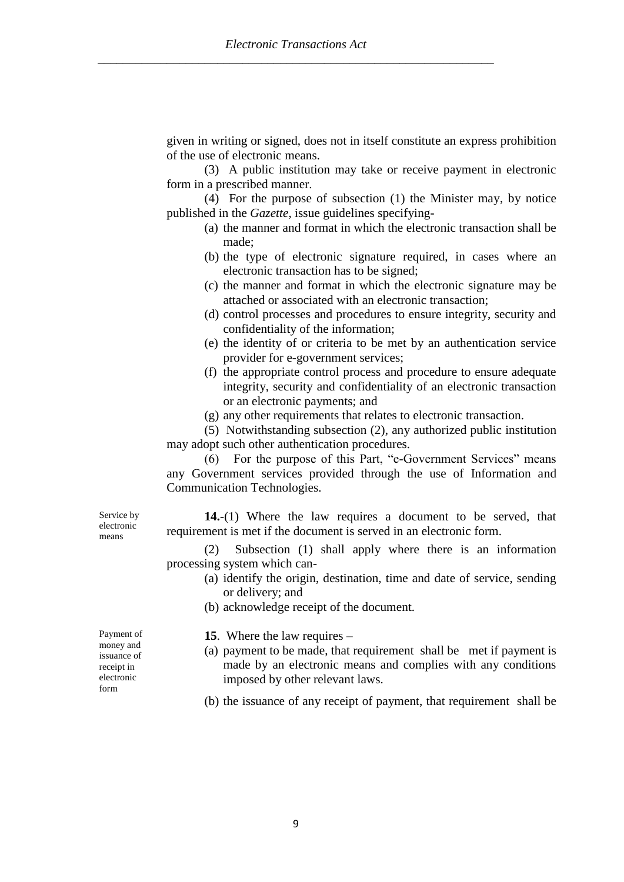given in writing or signed, does not in itself constitute an express prohibition of the use of electronic means.

(3) A public institution may take or receive payment in electronic form in a prescribed manner.

(4) For the purpose of subsection (1) the Minister may, by notice published in the *Gazette,* issue guidelines specifying-

(a) the manner and format in which the electronic transaction shall be made;

(b) the type of electronic signature required, in cases where an electronic transaction has to be signed;

(c) the manner and format in which the electronic signature may be attached or associated with an electronic transaction;

(d) control processes and procedures to ensure integrity, security and confidentiality of the information;

(e) the identity of or criteria to be met by an authentication service provider for e-government services;

(f) the appropriate control process and procedure to ensure adequate integrity, security and confidentiality of an electronic transaction or an electronic payments; and

(g) any other requirements that relates to electronic transaction.

(5) Notwithstanding subsection (2), any authorized public institution may adopt such other authentication procedures.

(6) For the purpose of this Part, "e-Government Services" means any Government services provided through the use of Information and Communication Technologies.

Service by electronic means

**14.**-(1) Where the law requires a document to be served, that requirement is met if the document is served in an electronic form.

(2) Subsection (1) shall apply where there is an information processing system which can-

(a) identify the origin, destination, time and date of service, sending or delivery; and

(b) acknowledge receipt of the document.

Payment of money and issuance of receipt in electronic form

**15**. Where the law requires –

(a) payment to be made, that requirement shall be met if payment is made by an electronic means and complies with any conditions imposed by other relevant laws.

(b) the issuance of any receipt of payment, that requirement shall be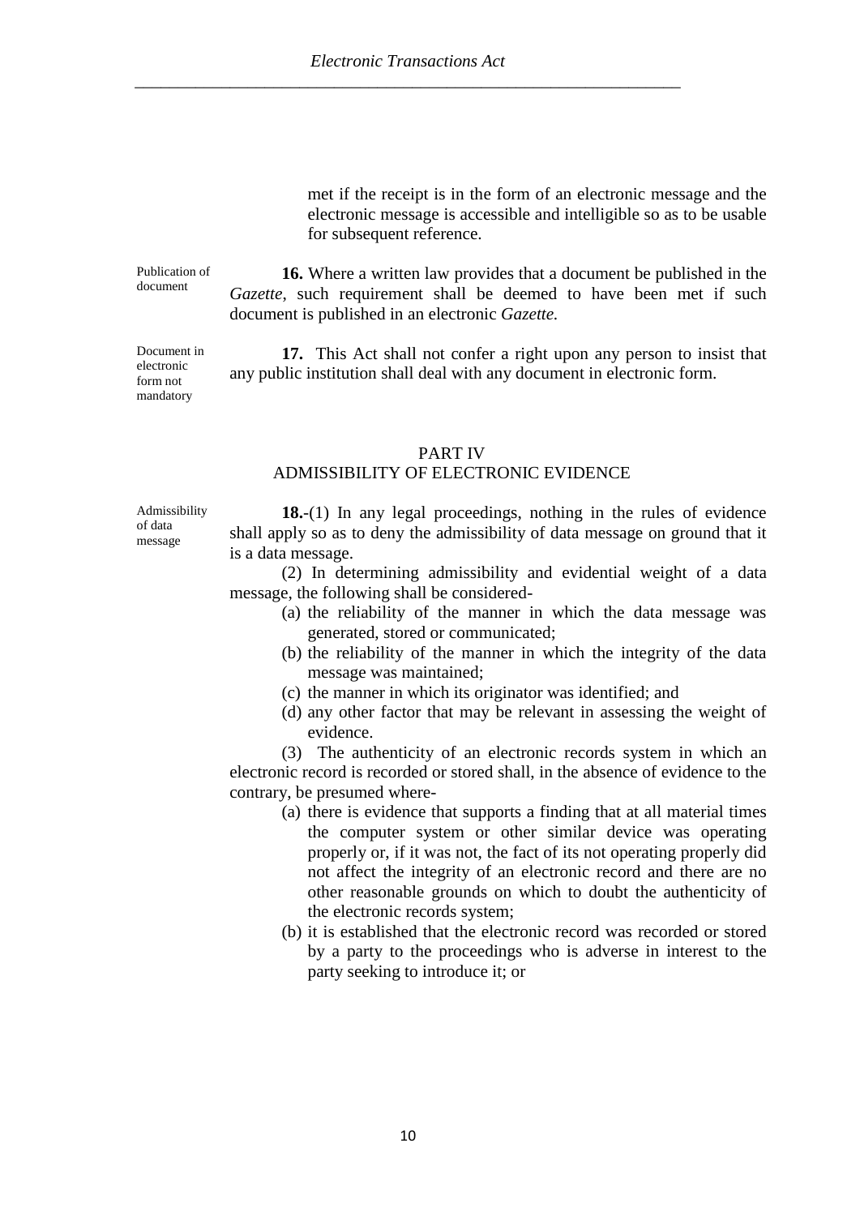met if the receipt is in the form of an electronic message and the electronic message is accessible and intelligible so as to be usable for subsequent reference.

Publication of document

**16.** Where a written law provides that a document be published in the *Gazette*, such requirement shall be deemed to have been met if such document is published in an electronic *Gazette*.

Document in electronic form not mandatory

**17.** This Act shall not confer a right upon any person to insist that any public institution shall deal with any document in electronic form.

## PART IV
## ADMISSIBILITY OF ELECTRONIC EVIDENCE

Admissibility of data message

**18.**-(1) In any legal proceedings, nothing in the rules of evidence shall apply so as to deny the admissibility of data message on ground that it is a data message.

(2) In determining admissibility and evidential weight of a data message, the following shall be considered-

(a) the reliability of the manner in which the data message was generated, stored or communicated;

(b) the reliability of the manner in which the integrity of the data message was maintained;

(c) the manner in which its originator was identified; and

(d) any other factor that may be relevant in assessing the weight of evidence.

(3) The authenticity of an electronic records system in which an electronic record is recorded or stored shall, in the absence of evidence to the contrary, be presumed where-

(a) there is evidence that supports a finding that at all material times the computer system or other similar device was operating properly or, if it was not, the fact of its not operating properly did not affect the integrity of an electronic record and there are no other reasonable grounds on which to doubt the authenticity of the electronic records system;

(b) it is established that the electronic record was recorded or stored by a party to the proceedings who is adverse in interest to the party seeking to introduce it; or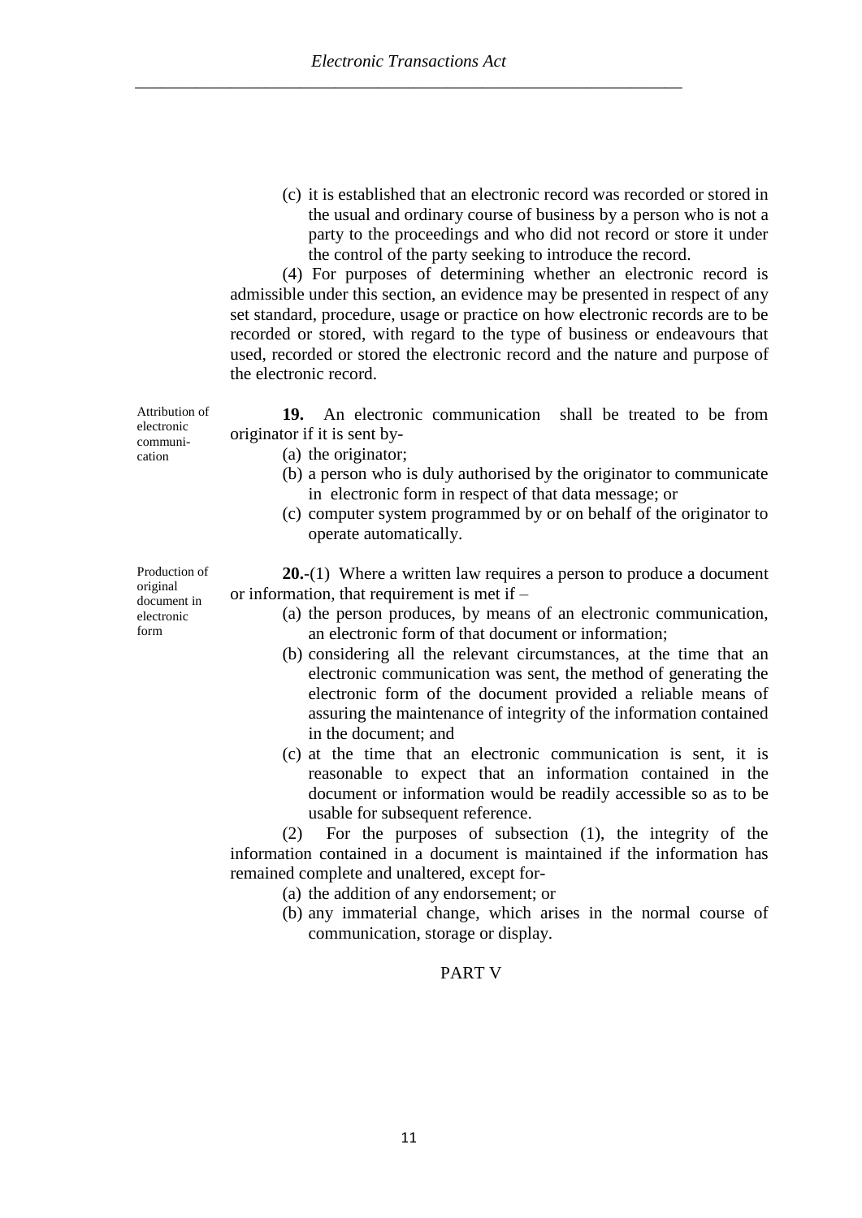(c) it is established that an electronic record was recorded or stored in the usual and ordinary course of business by a person who is not a party to the proceedings and who did not record or store it under the control of the party seeking to introduce the record.

(4) For purposes of determining whether an electronic record is admissible under this section, an evidence may be presented in respect of any set standard, procedure, usage or practice on how electronic records are to be recorded or stored, with regard to the type of business or endeavours that used, recorded or stored the electronic record and the nature and purpose of the electronic record.

*Attribution of electronic communication*

**19.** An electronic communication shall be treated to be from originator if it is sent by-

(a) the originator;

(b) a person who is duly authorised by the originator to communicate in electronic form in respect of that data message; or

(c) computer system programmed by or on behalf of the originator to operate automatically.

*Production of original document in electronic form*

**20.**-(1) Where a written law requires a person to produce a document or information, that requirement is met if –

(a) the person produces, by means of an electronic communication, an electronic form of that document or information;

(b) considering all the relevant circumstances, at the time that an electronic communication was sent, the method of generating the electronic form of the document provided a reliable means of assuring the maintenance of integrity of the information contained in the document; and

(c) at the time that an electronic communication is sent, it is reasonable to expect that an information contained in the document or information would be readily accessible so as to be usable for subsequent reference.

(2) For the purposes of subsection (1), the integrity of the information contained in a document is maintained if the information has remained complete and unaltered, except for-

(a) the addition of any endorsement; or

(b) any immaterial change, which arises in the normal course of communication, storage or display.

PART V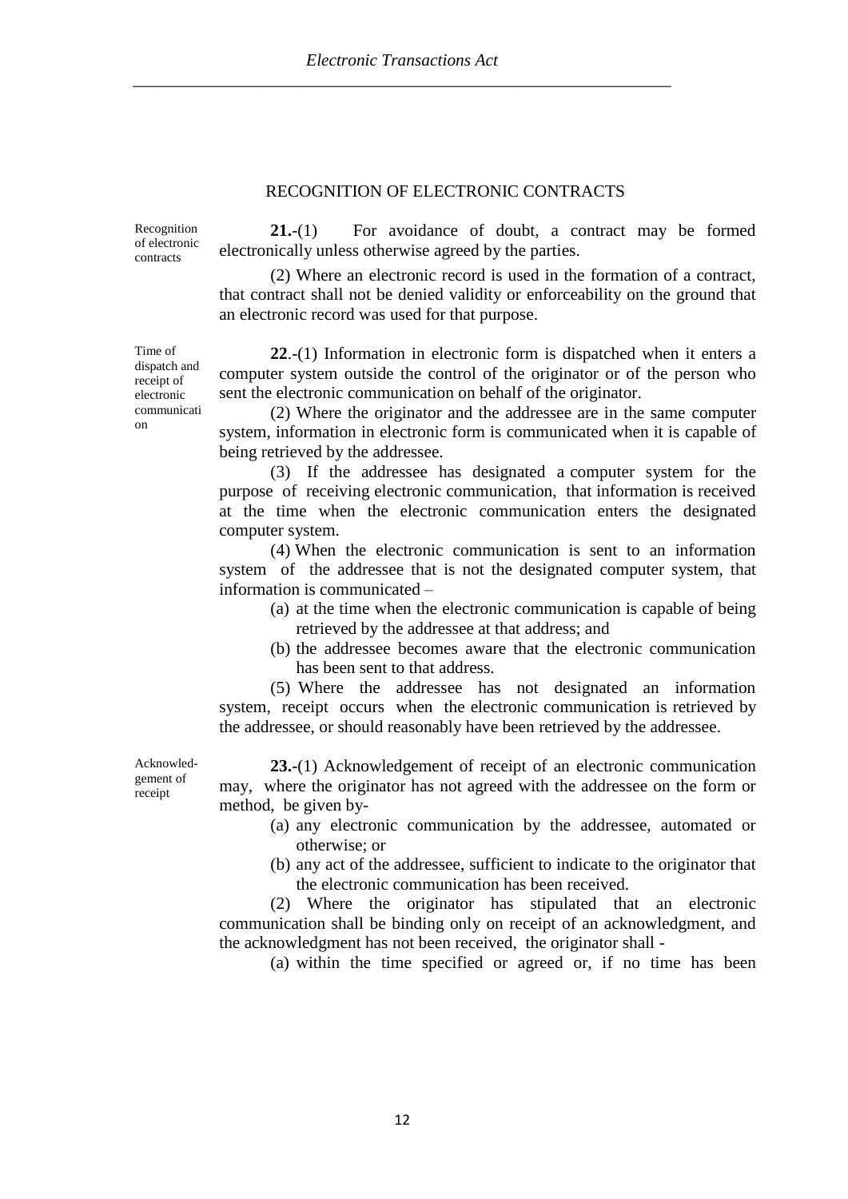## RECOGNITION OF ELECTRONIC CONTRACTS

Recognition of electronic contracts

**21.**-(1) For avoidance of doubt, a contract may be formed electronically unless otherwise agreed by the parties.

(2) Where an electronic record is used in the formation of a contract, that contract shall not be denied validity or enforceability on the ground that an electronic record was used for that purpose.

Time of dispatch and receipt of electronic communication

**22**.-(1) Information in electronic form is dispatched when it enters a computer system outside the control of the originator or of the person who sent the electronic communication on behalf of the originator.

(2) Where the originator and the addressee are in the same computer system, information in electronic form is communicated when it is capable of being retrieved by the addressee.

(3) If the addressee has designated a computer system for the purpose of receiving electronic communication, that information is received at the time when the electronic communication enters the designated computer system.

(4) When the electronic communication is sent to an information system of the addressee that is not the designated computer system, that information is communicated –

(a) at the time when the electronic communication is capable of being retrieved by the addressee at that address; and

(b) the addressee becomes aware that the electronic communication has been sent to that address.

(5) Where the addressee has not designated an information system, receipt occurs when the electronic communication is retrieved by the addressee, or should reasonably have been retrieved by the addressee.

Acknowledgement of receipt

**23.**-(1) Acknowledgement of receipt of an electronic communication may, where the originator has not agreed with the addressee on the form or method, be given by-

(a) any electronic communication by the addressee, automated or otherwise; or

(b) any act of the addressee, sufficient to indicate to the originator that the electronic communication has been received.

(2) Where the originator has stipulated that an electronic communication shall be binding only on receipt of an acknowledgment, and the acknowledgment has not been received, the originator shall -

(a) within the time specified or agreed or, if no time has been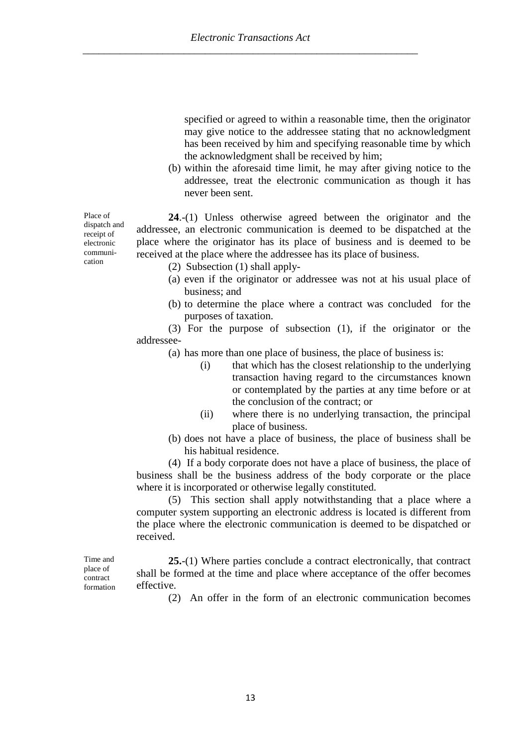specified or agreed to within a reasonable time, then the originator may give notice to the addressee stating that no acknowledgment has been received by him and specifying reasonable time by which the acknowledgment shall be received by him;

(b) within the aforesaid time limit, he may after giving notice to the addressee, treat the electronic communication as though it has never been sent.

*Place of dispatch and receipt of electronic communication*

**24**.-(1) Unless otherwise agreed between the originator and the addressee, an electronic communication is deemed to be dispatched at the place where the originator has its place of business and is deemed to be received at the place where the addressee has its place of business.

(2) Subsection (1) shall apply-

(a) even if the originator or addressee was not at his usual place of business; and

(b) to determine the place where a contract was concluded for the purposes of taxation.

(3) For the purpose of subsection (1), if the originator or the addressee-

(a) has more than one place of business, the place of business is:

(i) that which has the closest relationship to the underlying transaction having regard to the circumstances known or contemplated by the parties at any time before or at the conclusion of the contract; or

(ii) where there is no underlying transaction, the principal place of business.

(b) does not have a place of business, the place of business shall be his habitual residence.

(4) If a body corporate does not have a place of business, the place of business shall be the business address of the body corporate or the place where it is incorporated or otherwise legally constituted.

(5) This section shall apply notwithstanding that a place where a computer system supporting an electronic address is located is different from the place where the electronic communication is deemed to be dispatched or received.

*Time and place of contract formation*

**25.**-(1) Where parties conclude a contract electronically, that contract shall be formed at the time and place where acceptance of the offer becomes effective.

(2) An offer in the form of an electronic communication becomes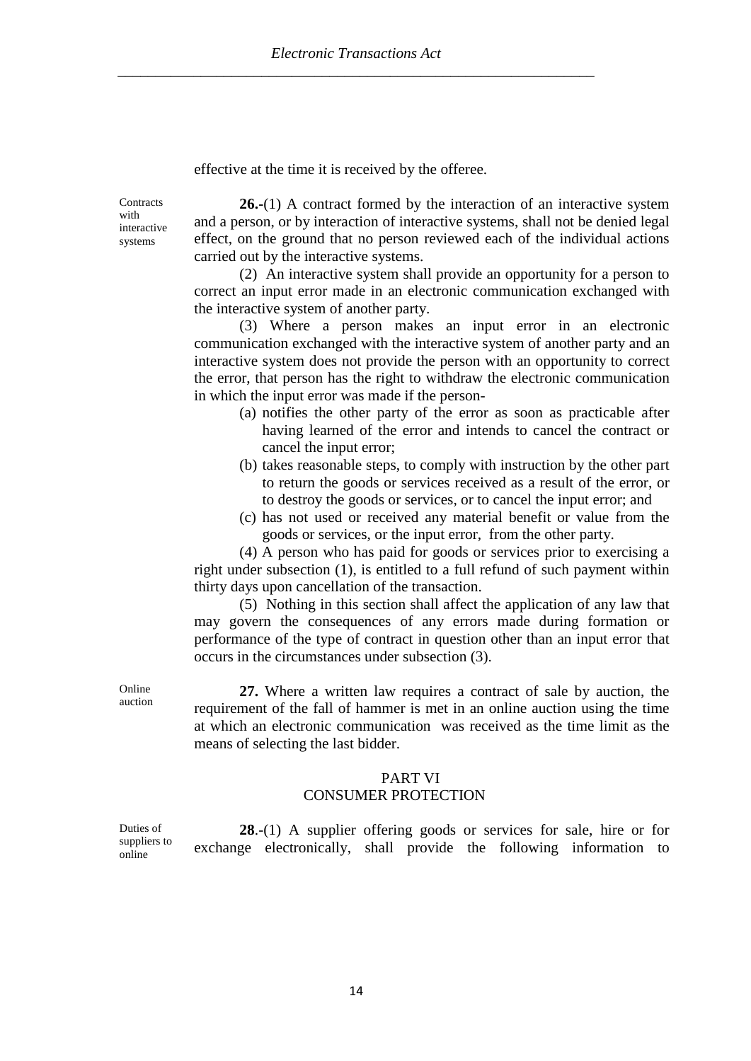effective at the time it is received by the offeree.

Contracts with interactive systems

**26.-**(1) A contract formed by the interaction of an interactive system and a person, or by interaction of interactive systems, shall not be denied legal effect, on the ground that no person reviewed each of the individual actions carried out by the interactive systems.

(2) An interactive system shall provide an opportunity for a person to correct an input error made in an electronic communication exchanged with the interactive system of another party.

(3) Where a person makes an input error in an electronic communication exchanged with the interactive system of another party and an interactive system does not provide the person with an opportunity to correct the error, that person has the right to withdraw the electronic communication in which the input error was made if the person-

(a) notifies the other party of the error as soon as practicable after having learned of the error and intends to cancel the contract or cancel the input error;

(b) takes reasonable steps, to comply with instruction by the other part to return the goods or services received as a result of the error, or to destroy the goods or services, or to cancel the input error; and

(c) has not used or received any material benefit or value from the goods or services, or the input error, from the other party.

(4) A person who has paid for goods or services prior to exercising a right under subsection (1), is entitled to a full refund of such payment within thirty days upon cancellation of the transaction.

(5) Nothing in this section shall affect the application of any law that may govern the consequences of any errors made during formation or performance of the type of contract in question other than an input error that occurs in the circumstances under subsection (3).

Online auction

**27.** Where a written law requires a contract of sale by auction, the requirement of the fall of hammer is met in an online auction using the time at which an electronic communication was received as the time limit as the means of selecting the last bidder.

## PART VI
## CONSUMER PROTECTION

Duties of suppliers to online

**28**.-(1) A supplier offering goods or services for sale, hire or for exchange electronically, shall provide the following information to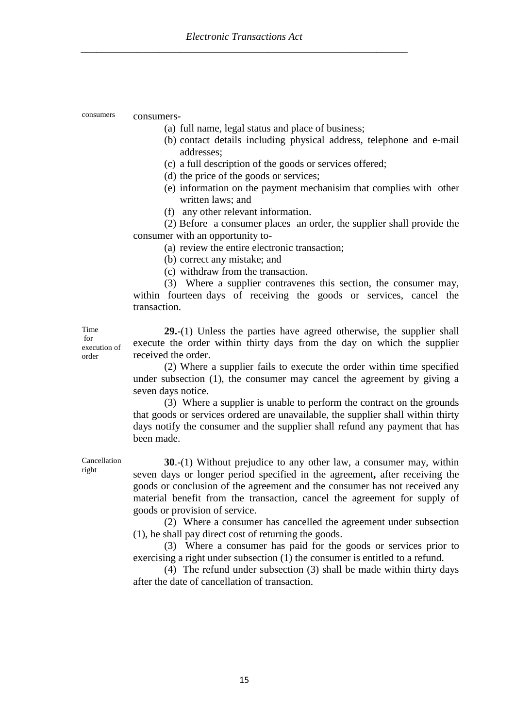consumers-

(a) full name, legal status and place of business;

(b) contact details including physical address, telephone and e-mail addresses;

(c) a full description of the goods or services offered;

(d) the price of the goods or services;

(e) information on the payment mechanisim that complies with other written laws; and

(f) any other relevant information.

(2) Before a consumer places an order, the supplier shall provide the consumer with an opportunity to-

(a) review the entire electronic transaction;

(b) correct any mistake; and

(c) withdraw from the transaction.

(3) Where a supplier contravenes this section, the consumer may, within fourteen days of receiving the goods or services, cancel the transaction.

*Time for execution of order*

**29.**-(1) Unless the parties have agreed otherwise, the supplier shall execute the order within thirty days from the day on which the supplier received the order.

(2) Where a supplier fails to execute the order within time specified under subsection (1), the consumer may cancel the agreement by giving a seven days notice.

(3) Where a supplier is unable to perform the contract on the grounds that goods or services ordered are unavailable, the supplier shall within thirty days notify the consumer and the supplier shall refund any payment that has been made.

*Cancellation right*

**30**.-(1) Without prejudice to any other law, a consumer may, within seven days or longer period specified in the agreement**,** after receiving the goods or conclusion of the agreement and the consumer has not received any material benefit from the transaction, cancel the agreement for supply of goods or provision of service.

(2) Where a consumer has cancelled the agreement under subsection (1), he shall pay direct cost of returning the goods.

(3) Where a consumer has paid for the goods or services prior to exercising a right under subsection (1) the consumer is entitled to a refund.

(4) The refund under subsection (3) shall be made within thirty days after the date of cancellation of transaction.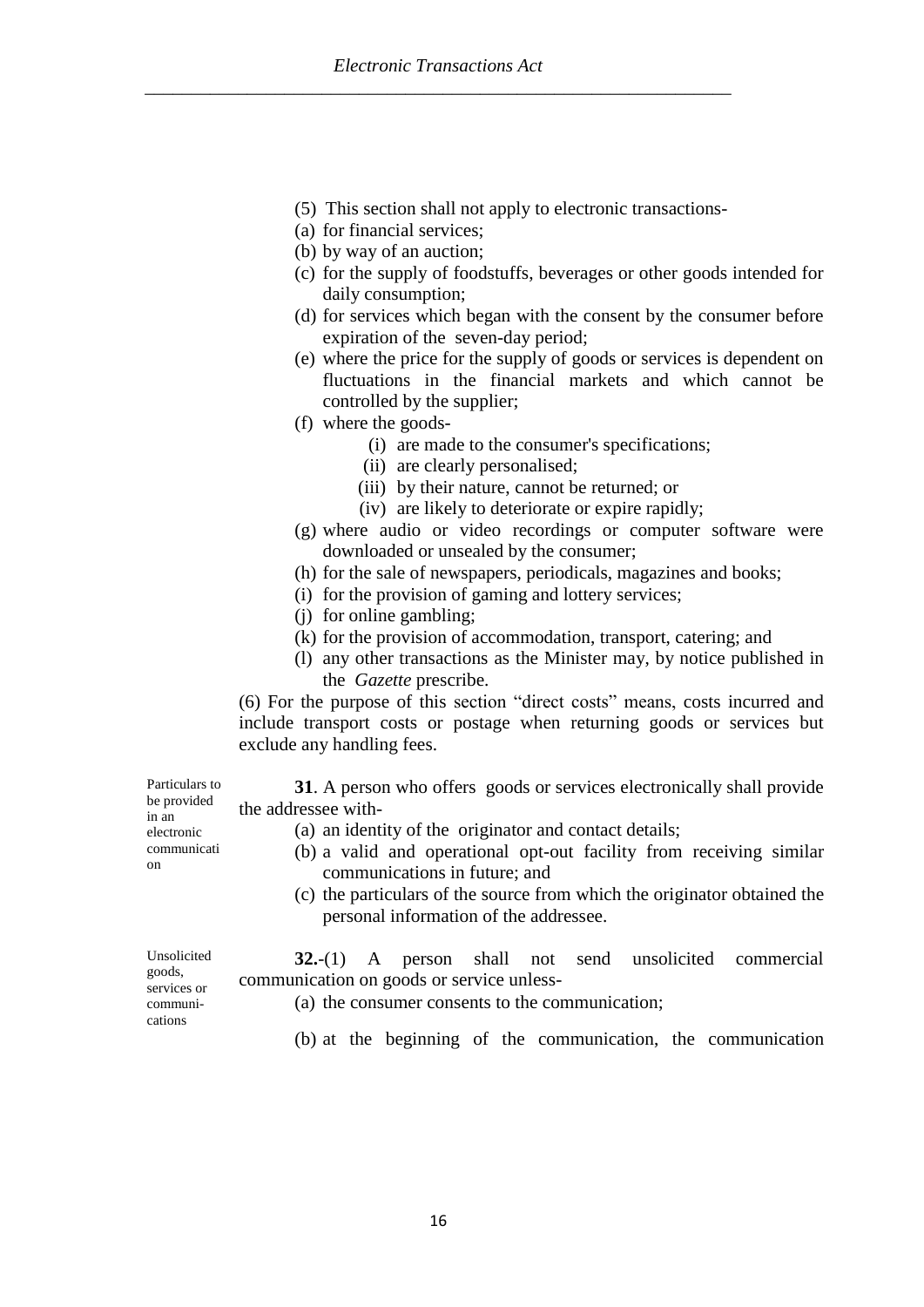(5) This section shall not apply to electronic transactions-

(a) for financial services;

(b) by way of an auction;

(c) for the supply of foodstuffs, beverages or other goods intended for daily consumption;

(d) for services which began with the consent by the consumer before expiration of the seven-day period;

(e) where the price for the supply of goods or services is dependent on fluctuations in the financial markets and which cannot be controlled by the supplier;

(f) where the goods-

(i) are made to the consumer's specifications;

(ii) are clearly personalised;

(iii) by their nature, cannot be returned; or

(iv) are likely to deteriorate or expire rapidly;

(g) where audio or video recordings or computer software were downloaded or unsealed by the consumer;

(h) for the sale of newspapers, periodicals, magazines and books;

(i) for the provision of gaming and lottery services;

(j) for online gambling;

(k) for the provision of accommodation, transport, catering; and

(l) any other transactions as the Minister may, by notice published in the *Gazette* prescribe.

(6) For the purpose of this section "direct costs" means, costs incurred and include transport costs or postage when returning goods or services but exclude any handling fees.

Particulars to be provided in an electronic communication

**31**. A person who offers goods or services electronically shall provide the addressee with-

(a) an identity of the originator and contact details;

(b) a valid and operational opt-out facility from receiving similar communications in future; and

(c) the particulars of the source from which the originator obtained the personal information of the addressee.

Unsolicited goods, services or communications

**32.**-(1) A person shall not send unsolicited commercial communication on goods or service unless-

(a) the consumer consents to the communication;

(b) at the beginning of the communication, the communication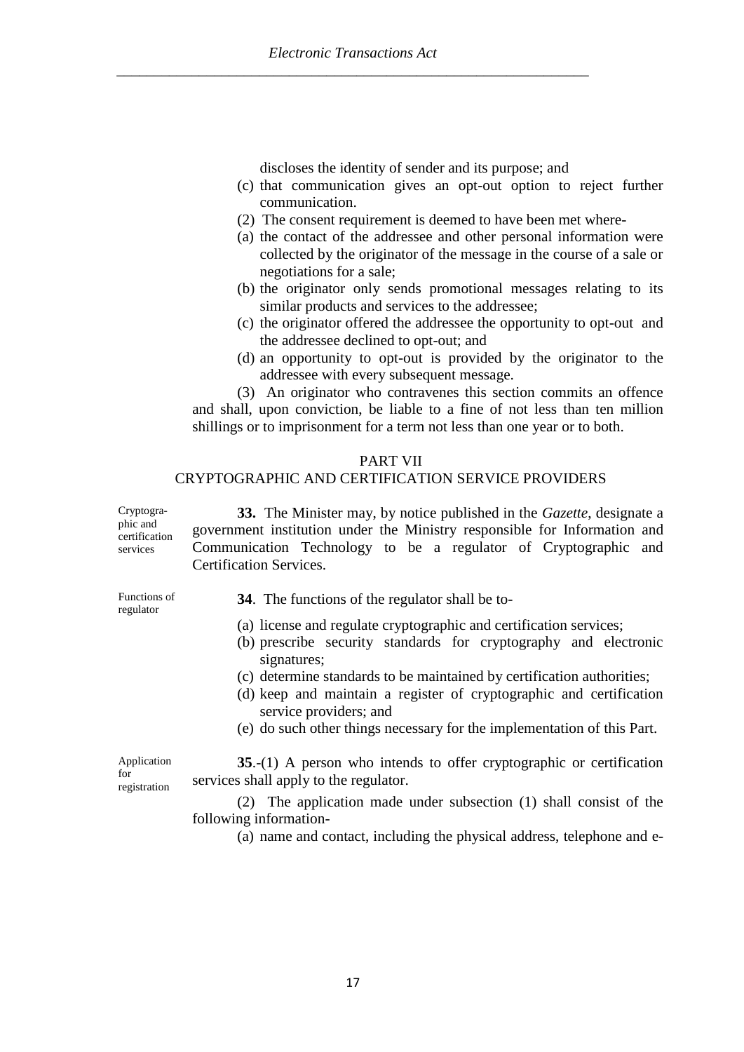discloses the identity of sender and its purpose; and

(c) that communication gives an opt-out option to reject further communication.

(2) The consent requirement is deemed to have been met where-

(a) the contact of the addressee and other personal information were collected by the originator of the message in the course of a sale or negotiations for a sale;

(b) the originator only sends promotional messages relating to its similar products and services to the addressee;

(c) the originator offered the addressee the opportunity to opt-out and the addressee declined to opt-out; and

(d) an opportunity to opt-out is provided by the originator to the addressee with every subsequent message.

(3) An originator who contravenes this section commits an offence and shall, upon conviction, be liable to a fine of not less than ten million shillings or to imprisonment for a term not less than one year or to both.

## PART VII
## CRYPTOGRAPHIC AND CERTIFICATION SERVICE PROVIDERS

*Cryptographic and certification services*

**33.** The Minister may, by notice published in the *Gazette*, designate a government institution under the Ministry responsible for Information and Communication Technology to be a regulator of Cryptographic and Certification Services.

*Functions of regulator*

**34**. The functions of the regulator shall be to-

(a) license and regulate cryptographic and certification services;

(b) prescribe security standards for cryptography and electronic signatures;

(c) determine standards to be maintained by certification authorities;

(d) keep and maintain a register of cryptographic and certification service providers; and

(e) do such other things necessary for the implementation of this Part.

*Application for registration*

**35**.-(1) A person who intends to offer cryptographic or certification services shall apply to the regulator.

(2) The application made under subsection (1) shall consist of the following information-

(a) name and contact, including the physical address, telephone and e-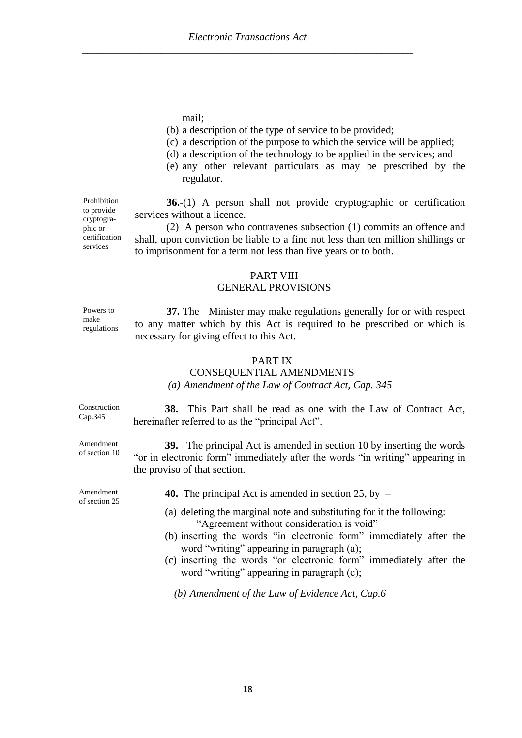mail;

(b) a description of the type of service to be provided;
(c) a description of the purpose to which the service will be applied;
(d) a description of the technology to be applied in the services; and
(e) any other relevant particulars as may be prescribed by the regulator.

Prohibition to provide cryptographic or certification services

**36.**-(1) A person shall not provide cryptographic or certification services without a licence.

(2) A person who contravenes subsection (1) commits an offence and shall, upon conviction be liable to a fine not less than ten million shillings or to imprisonment for a term not less than five years or to both.

## PART VIII
## GENERAL PROVISIONS

Powers to make regulations

**37.** The Minister may make regulations generally for or with respect to any matter which by this Act is required to be prescribed or which is necessary for giving effect to this Act.

## PART IX
## CONSEQUENTIAL AMENDMENTS
*(a) Amendment of the Law of Contract Act, Cap. 345*

Construction Cap.345

**38.** This Part shall be read as one with the Law of Contract Act, hereinafter referred to as the "principal Act".

Amendment of section 10

**39.** The principal Act is amended in section 10 by inserting the words "or in electronic form" immediately after the words "in writing" appearing in the proviso of that section.

Amendment of section 25

**40.** The principal Act is amended in section 25, by –

(a) deleting the marginal note and substituting for it the following: "Agreement without consideration is void"
(b) inserting the words "in electronic form" immediately after the word "writing" appearing in paragraph (a);
(c) inserting the words "or electronic form" immediately after the word "writing" appearing in paragraph (c);

*(b) Amendment of the Law of Evidence Act, Cap.6*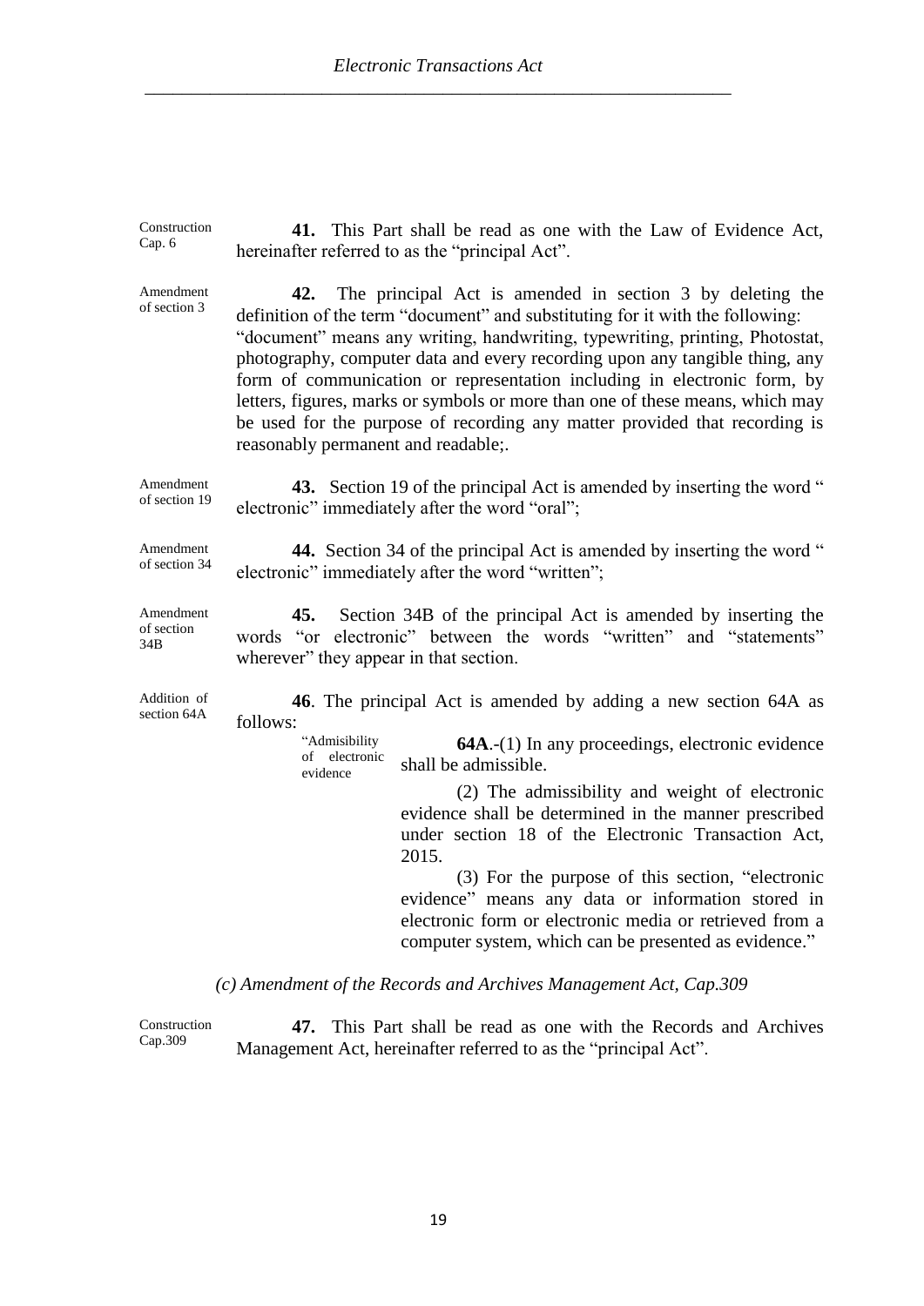Construction Cap. 6

**41.** This Part shall be read as one with the Law of Evidence Act, hereinafter referred to as the "principal Act".

Amendment of section 3

**42.** The principal Act is amended in section 3 by deleting the definition of the term "document" and substituting for it with the following:
"document" means any writing, handwriting, typewriting, printing, Photostat, photography, computer data and every recording upon any tangible thing, any form of communication or representation including in electronic form, by letters, figures, marks or symbols or more than one of these means, which may be used for the purpose of recording any matter provided that recording is reasonably permanent and readable;.

Amendment of section 19

**43.** Section 19 of the principal Act is amended by inserting the word " electronic" immediately after the word "oral";

Amendment of section 34

**44.** Section 34 of the principal Act is amended by inserting the word " electronic" immediately after the word "written";

Amendment of section 34B

**45.** Section 34B of the principal Act is amended by inserting the words "or electronic" between the words "written" and "statements" wherever" they appear in that section.

Addition of section 64A

**46**. The principal Act is amended by adding a new section 64A as follows:

"Admisibility of electronic evidence

**64A**.-(1) In any proceedings, electronic evidence shall be admissible.

(2) The admissibility and weight of electronic evidence shall be determined in the manner prescribed under section 18 of the Electronic Transaction Act, 2015.

(3) For the purpose of this section, "electronic evidence" means any data or information stored in electronic form or electronic media or retrieved from a computer system, which can be presented as evidence."

*(c) Amendment of the Records and Archives Management Act, Cap.309*

Construction Cap.309

**47.** This Part shall be read as one with the Records and Archives Management Act, hereinafter referred to as the "principal Act".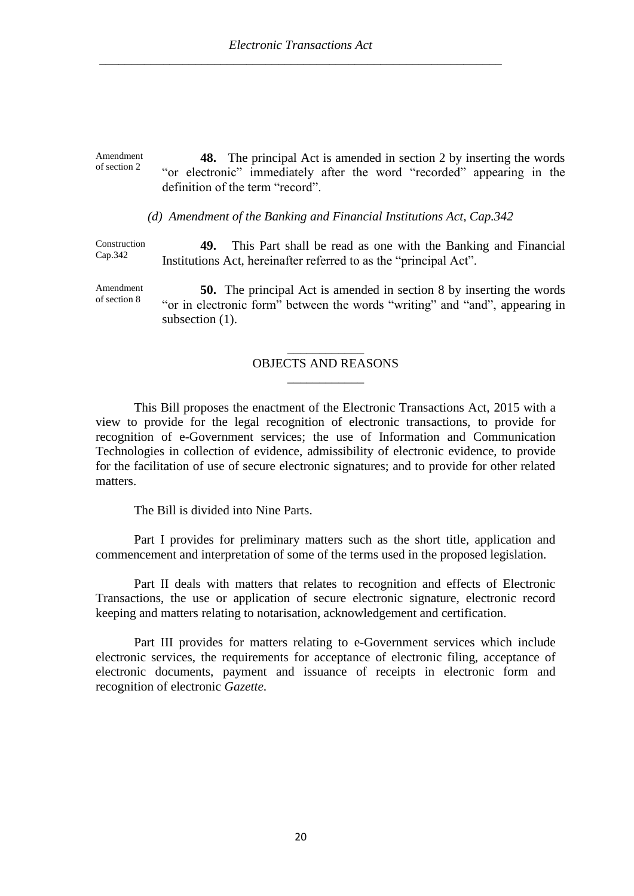Amendment of section 2

**48.** The principal Act is amended in section 2 by inserting the words "or electronic" immediately after the word "recorded" appearing in the definition of the term "record".

*(d) Amendment of the Banking and Financial Institutions Act, Cap.342*

Construction Cap.342

**49.** This Part shall be read as one with the Banking and Financial Institutions Act, hereinafter referred to as the "principal Act".

Amendment of section 8

**50.** The principal Act is amended in section 8 by inserting the words "or in electronic form" between the words "writing" and "and", appearing in subsection (1).

## OBJECTS AND REASONS

This Bill proposes the enactment of the Electronic Transactions Act, 2015 with a view to provide for the legal recognition of electronic transactions, to provide for recognition of e-Government services; the use of Information and Communication Technologies in collection of evidence, admissibility of electronic evidence, to provide for the facilitation of use of secure electronic signatures; and to provide for other related matters.

The Bill is divided into Nine Parts.

Part I provides for preliminary matters such as the short title, application and commencement and interpretation of some of the terms used in the proposed legislation.

Part II deals with matters that relates to recognition and effects of Electronic Transactions, the use or application of secure electronic signature, electronic record keeping and matters relating to notarisation, acknowledgement and certification.

Part III provides for matters relating to e-Government services which include electronic services, the requirements for acceptance of electronic filing, acceptance of electronic documents, payment and issuance of receipts in electronic form and recognition of electronic *Gazette*.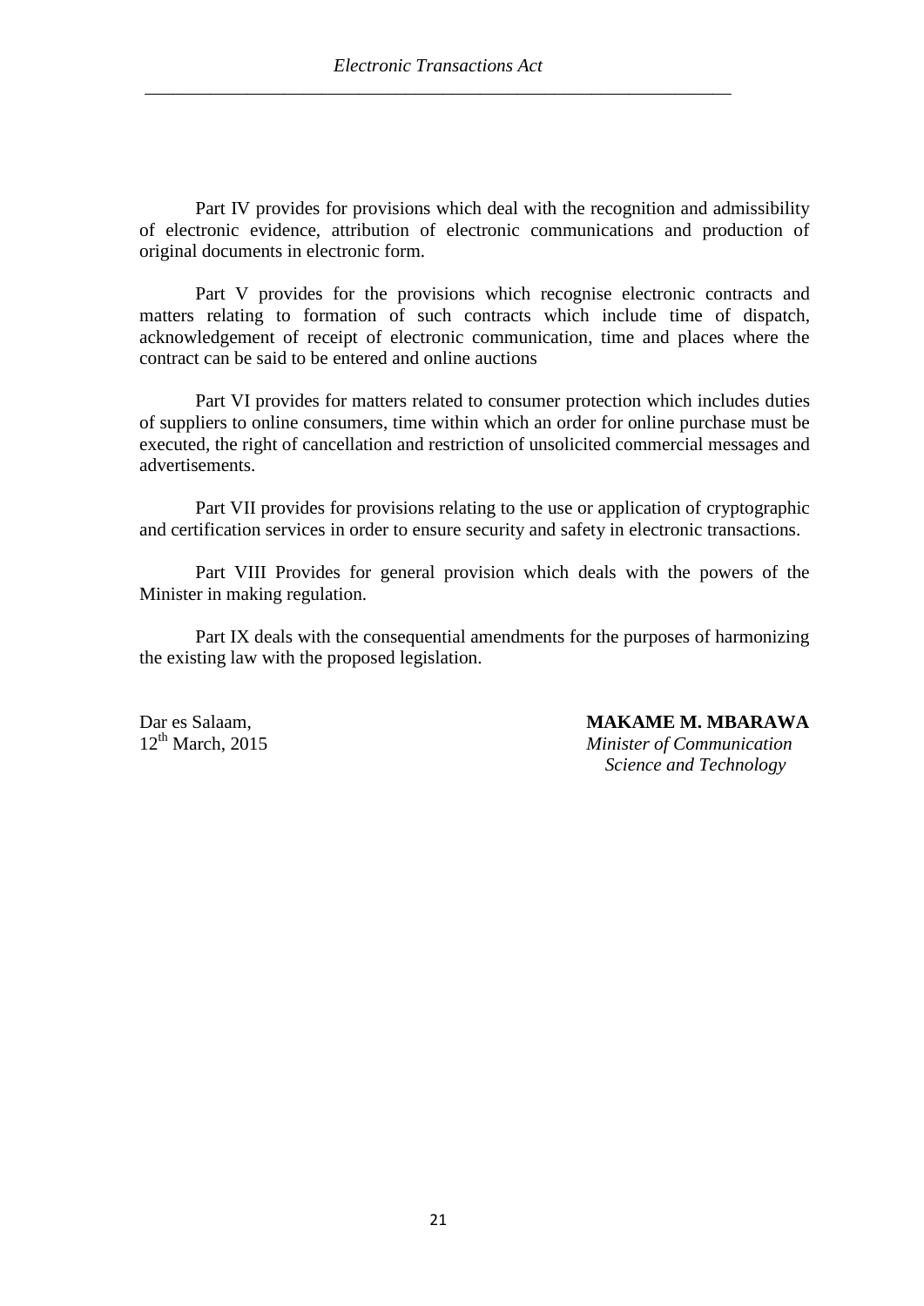Part IV provides for provisions which deal with the recognition and admissibility of electronic evidence, attribution of electronic communications and production of original documents in electronic form.

Part V provides for the provisions which recognise electronic contracts and matters relating to formation of such contracts which include time of dispatch, acknowledgement of receipt of electronic communication, time and places where the contract can be said to be entered and online auctions

Part VI provides for matters related to consumer protection which includes duties of suppliers to online consumers, time within which an order for online purchase must be executed, the right of cancellation and restriction of unsolicited commercial messages and advertisements.

Part VII provides for provisions relating to the use or application of cryptographic and certification services in order to ensure security and safety in electronic transactions.

Part VIII Provides for general provision which deals with the powers of the Minister in making regulation.

Part IX deals with the consequential amendments for the purposes of harmonizing the existing law with the proposed legislation.

Dar es Salaam,
12th March, 2015

**MAKAME M. MBARAWA**
*Minister of Communication Science and Technology*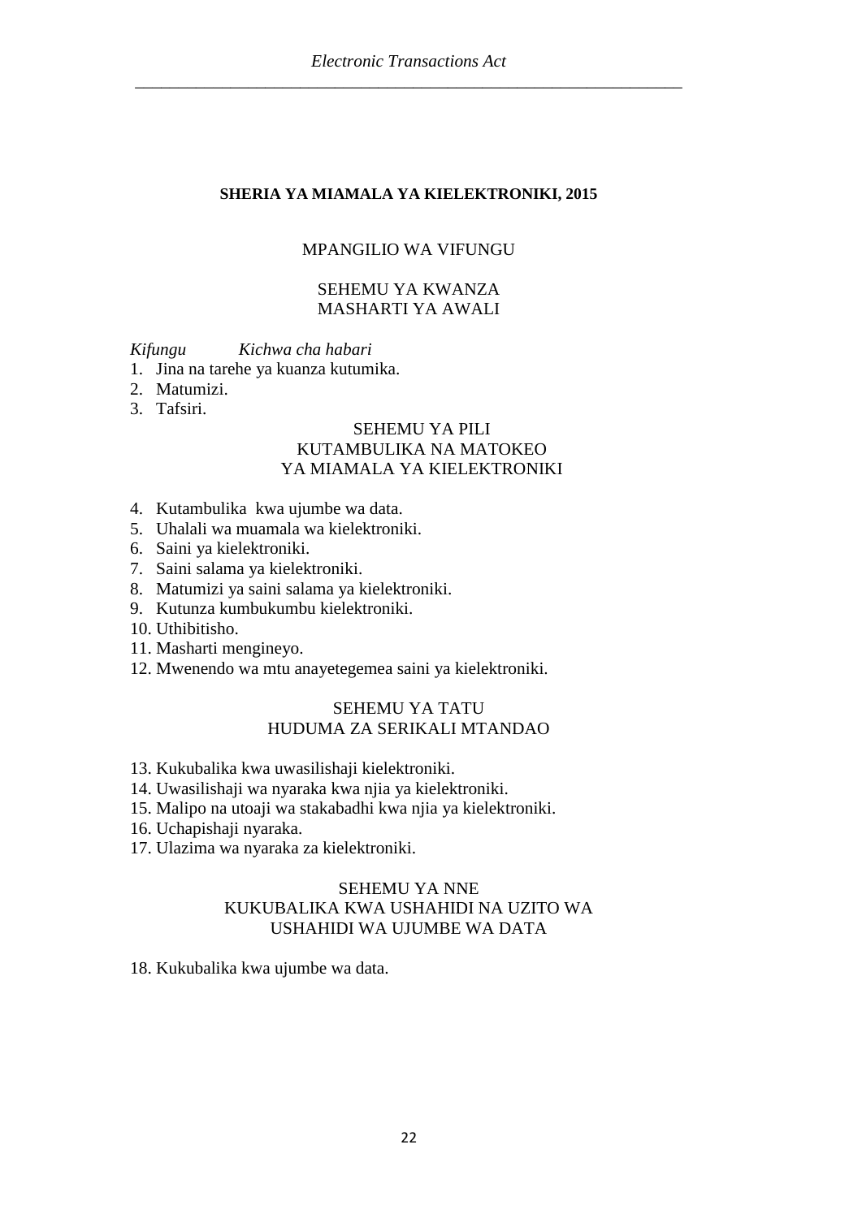# SHERIA YA MIAMALA YA KIELEKTRONIKI, 2015

## MPANGILIO WA VIFUNGU

### SEHEMU YA KWANZA
### MASHARTI YA AWALI

*Kifungu* *Kichwa cha habari*

1. Jina na tarehe ya kuanza kutumika.
2. Matumizi.
3. Tafsiri.

### SEHEMU YA PILI
### KUTAMBULIKA NA MATOKEO YA MIAMALA YA KIELEKTRONIKI

4. Kutambulika kwa ujumbe wa data.
5. Uhalali wa muamala wa kielektroniki.
6. Saini ya kielektroniki.
7. Saini salama ya kielektroniki.
8. Matumizi ya saini salama ya kielektroniki.
9. Kutunza kumbukumbu kielektroniki.
10. Uthibitisho.
11. Masharti mengineyo.
12. Mwenendo wa mtu anayetegemea saini ya kielektroniki.

### SEHEMU YA TATU
### HUDUMA ZA SERIKALI MTANDAO

13. Kukubalika kwa uwasilishaji kielektroniki.
14. Uwasilishaji wa nyaraka kwa njia ya kielektroniki.
15. Malipo na utoaji wa stakabadhi kwa njia ya kielektroniki.
16. Uchapishaji nyaraka.
17. Ulazima wa nyaraka za kielektroniki.

### SEHEMU YA NNE
### KUKUBALIKA KWA USHAHIDI NA UZITO WA USHAHIDI WA UJUMBE WA DATA

18. Kukubalika kwa ujumbe wa data.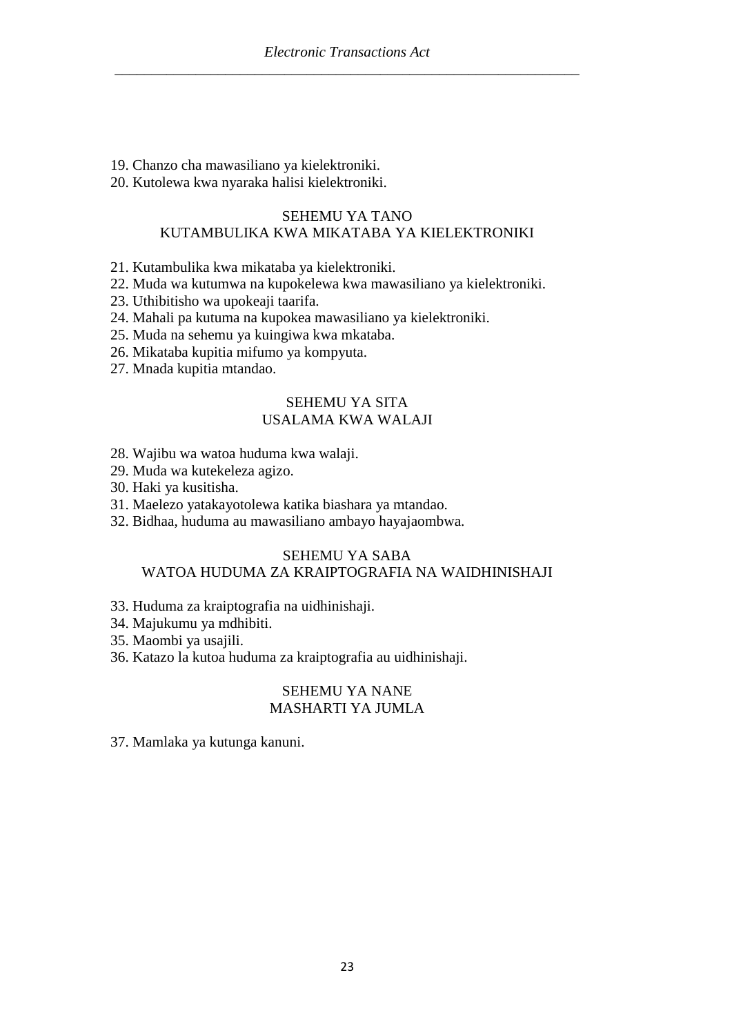19. Chanzo cha mawasiliano ya kielektroniki.
20. Kutolewa kwa nyaraka halisi kielektroniki.

## SEHEMU YA TANO
## KUTAMBULIKA KWA MIKATABA YA KIELEKTRONIKI

21. Kutambulika kwa mikataba ya kielektroniki.
22. Muda wa kutumwa na kupokelewa kwa mawasiliano ya kielektroniki.
23. Uthibitisho wa upokeaji taarifa.
24. Mahali pa kutuma na kupokea mawasiliano ya kielektroniki.
25. Muda na sehemu ya kuingiwa kwa mkataba.
26. Mikataba kupitia mifumo ya kompyuta.
27. Mnada kupitia mtandao.

## SEHEMU YA SITA
## USALAMA KWA WALAJI

28. Wajibu wa watoa huduma kwa walaji.
29. Muda wa kutekeleza agizo.
30. Haki ya kusitisha.
31. Maelezo yatakayotolewa katika biashara ya mtandao.
32. Bidhaa, huduma au mawasiliano ambayo hayajaombwa.

## SEHEMU YA SABA
## WATOA HUDUMA ZA KRAIPTOGRAFIA NA WAIDHINISHAJI

33. Huduma za kraiptografia na uidhinishaji.
34. Majukumu ya mdhibiti.
35. Maombi ya usajili.
36. Katazo la kutoa huduma za kraiptografia au uidhinishaji.

## SEHEMU YA NANE
## MASHARTI YA JUMLA

37. Mamlaka ya kutunga kanuni.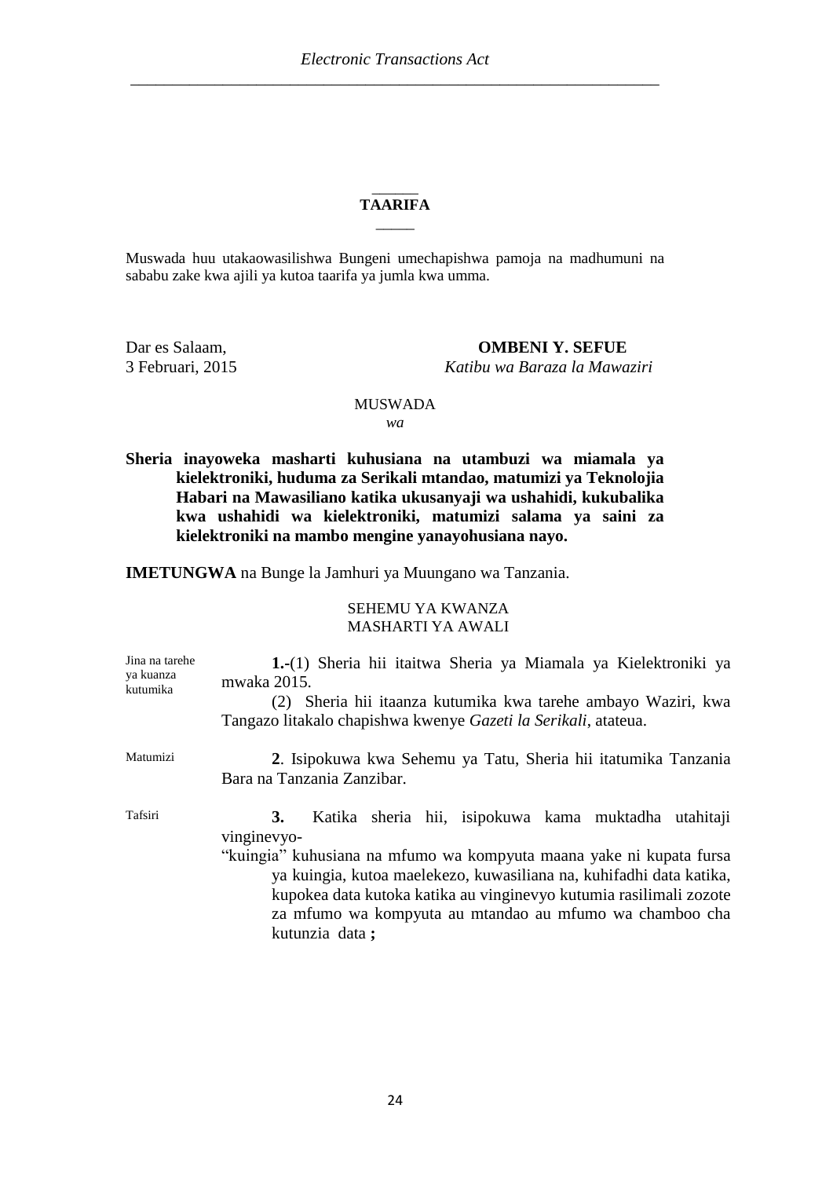**TAARIFA**

Muswada huu utakaowasilishwa Bungeni umechapishwa pamoja na madhumuni na sababu zake kwa ajili ya kutoa taarifa ya jumla kwa umma.

Dar es Salaam,
3 Februari, 2015

**OMBENI Y. SEFUE**
*Katibu wa Baraza la Mawaziri*

MUSWADA
*wa*

**Sheria inayoweka masharti kuhusiana na utambuzi wa miamala ya kielektroniki, huduma za Serikali mtandao, matumizi ya Teknolojia Habari na Mawasiliano katika ukusanyaji wa ushahidi, kukubalika kwa ushahidi wa kielektroniki, matumizi salama ya saini za kielektroniki na mambo mengine yanayohusiana nayo.**

**IMETUNGWA** na Bunge la Jamhuri ya Muungano wa Tanzania.

SEHEMU YA KWANZA
MASHARTI YA AWALI

Jina na tarehe ya kuanza kutumika

**1.**-(1) Sheria hii itaitwa Sheria ya Miamala ya Kielektroniki ya mwaka 2015.

(2) Sheria hii itaanza kutumika kwa tarehe ambayo Waziri, kwa Tangazo litakalo chapishwa kwenye *Gazeti la Serikali*, atateua.

Matumizi

**2**. Isipokuwa kwa Sehemu ya Tatu, Sheria hii itatumika Tanzania Bara na Tanzania Zanzibar.

Tafsiri

**3.** Katika sheria hii, isipokuwa kama muktadha utahitaji vinginevyo-

"kuingia" kuhusiana na mfumo wa kompyuta maana yake ni kupata fursa ya kuingia, kutoa maelekezo, kuwasiliana na, kuhifadhi data katika, kupokea data kutoka katika au vinginevyo kutumia rasilimali zozote za mfumo wa kompyuta au mtandao au mfumo wa chamboo cha kutunzia data **;**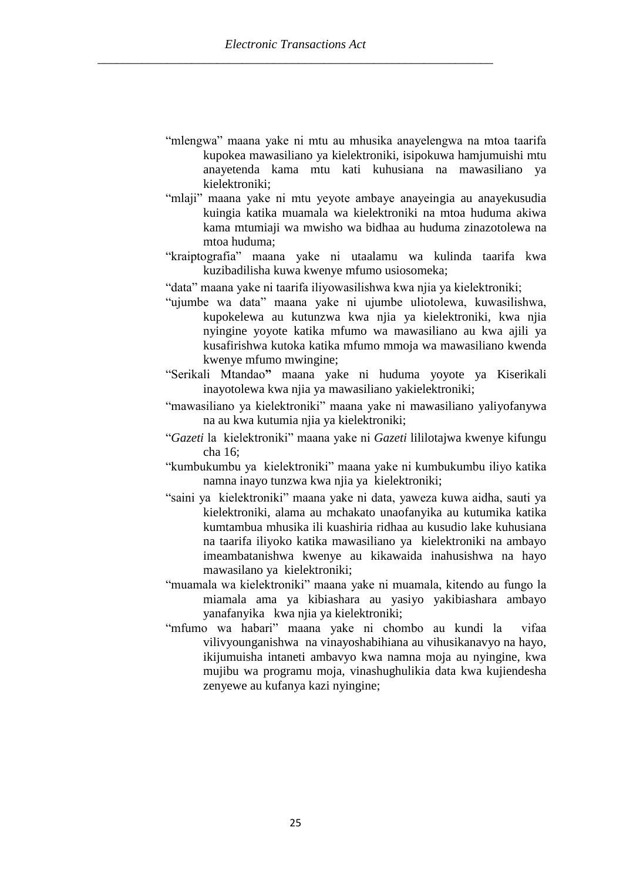"mlengwa" maana yake ni mtu au mhusika anayelengwa na mtoa taarifa kupokea mawasiliano ya kielektroniki, isipokuwa hamjumuishi mtu anayetenda kama mtu kati kuhusiana na mawasiliano ya kielektroniki;

"mlaji" maana yake ni mtu yeyote ambaye anayeingia au anayekusudia kuingia katika muamala wa kielektroniki na mtoa huduma akiwa kama mtumiaji wa mwisho wa bidhaa au huduma zinazotolewa na mtoa huduma;

"kraiptografia" maana yake ni utaalamu wa kulinda taarifa kwa kuzibadilisha kuwa kwenye mfumo usiosomeka;

"data" maana yake ni taarifa iliyowasilishwa kwa njia ya kielektroniki;

"ujumbe wa data" maana yake ni ujumbe uliotolewa, kuwasilishwa, kupokelewa au kutunzwa kwa njia ya kielektroniki, kwa njia nyingine yoyote katika mfumo wa mawasiliano au kwa ajili ya kusafirishwa kutoka katika mfumo mmoja wa mawasiliano kwenda kwenye mfumo mwingine;

"Serikali Mtandao**"** maana yake ni huduma yoyote ya Kiserikali inayotolewa kwa njia ya mawasiliano yakielektroniki;

"mawasiliano ya kielektroniki" maana yake ni mawasiliano yaliyofanywa na au kwa kutumia njia ya kielektroniki;

"*Gazeti* la kielektroniki" maana yake ni *Gazeti* lililotajwa kwenye kifungu cha 16;

"kumbukumbu ya kielektroniki" maana yake ni kumbukumbu iliyo katika namna inayo tunzwa kwa njia ya kielektroniki;

"saini ya kielektroniki" maana yake ni data, yaweza kuwa aidha, sauti ya kielektroniki, alama au mchakato unaofanyika au kutumika katika kumtambua mhusika ili kuashiria ridhaa au kusudio lake kuhusiana na taarifa iliyoko katika mawasiliano ya kielektroniki na ambayo imeambatanishwa kwenye au kikawaida inahusishwa na hayo mawasilano ya kielektroniki;

"muamala wa kielektroniki" maana yake ni muamala, kitendo au fungo la miamala ama ya kibiashara au yasiyo yakibiashara ambayo yanafanyika kwa njia ya kielektroniki;

"mfumo wa habari" maana yake ni chombo au kundi la vifaa vilivyounganishwa na vinayoshabihiana au vihusikanavyo na hayo, ikijumuisha intaneti ambavyo kwa namna moja au nyingine, kwa mujibu wa programu moja, vinashughulikia data kwa kujiendesha zenyewe au kufanya kazi nyingine;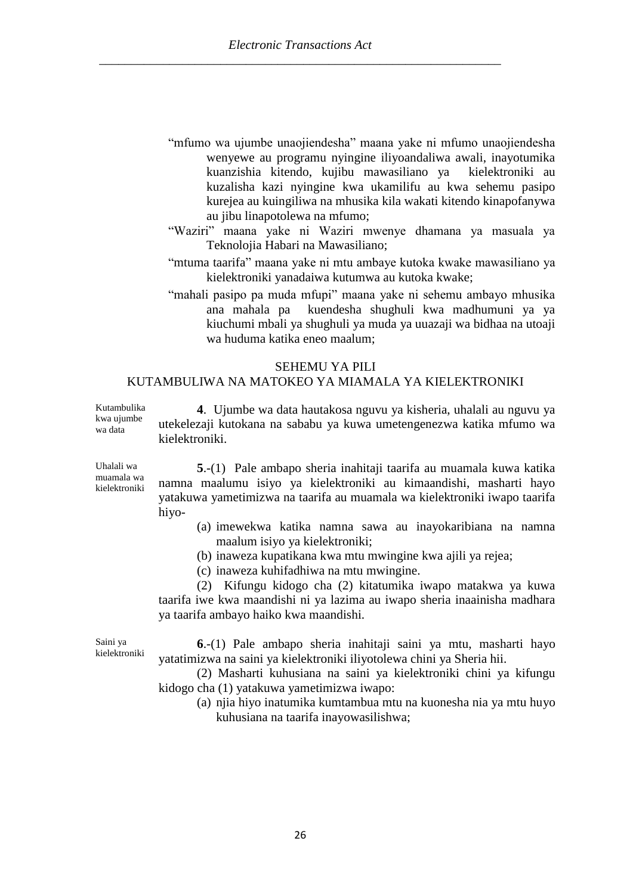"mfumo wa ujumbe unaojiendesha" maana yake ni mfumo unaojiendesha wenyewe au programu nyingine iliyoandaliwa awali, inayotumika kuanzishia kitendo, kujibu mawasiliano ya kielektroniki au kuzalisha kazi nyingine kwa ukamilifu au kwa sehemu pasipo kurejea au kuingiliwa na mhusika kila wakati kitendo kinapofanywa au jibu linapotolewa na mfumo;

"Waziri" maana yake ni Waziri mwenye dhamana ya masuala ya Teknolojia Habari na Mawasiliano;

"mtuma taarifa" maana yake ni mtu ambaye kutoka kwake mawasiliano ya kielektroniki yanadaiwa kutumwa au kutoka kwake;

"mahali pasipo pa muda mfupi" maana yake ni sehemu ambayo mhusika ana mahala pa kuendesha shughuli kwa madhumuni ya ya kiuchumi mbali ya shughuli ya muda ya uuazaji wa bidhaa na utoaji wa huduma katika eneo maalum;

## SEHEMU YA PILI
## KUTAMBULIWA NA MATOKEO YA MIAMALA YA KIELEKTRONIKI

*Kutambulika kwa ujumbe wa data*

**4**. Ujumbe wa data hautakosa nguvu ya kisheria, uhalali au nguvu ya utekelezaji kutokana na sababu ya kuwa umetengenezwa katika mfumo wa kielektroniki.

*Uhalali wa muamala wa kielektroniki*

**5**.-(1) Pale ambapo sheria inahitaji taarifa au muamala kuwa katika namna maalumu isiyo ya kielektroniki au kimaandishi, masharti hayo yatakuwa yametimizwa na taarifa au muamala wa kielektroniki iwapo taarifa hiyo-

(a) imewekwa katika namna sawa au inayokaribiana na namna maalum isiyo ya kielektroniki;
(b) inaweza kupatikana kwa mtu mwingine kwa ajili ya rejea;
(c) inaweza kuhifadhiwa na mtu mwingine.

(2) Kifungu kidogo cha (2) kitatumika iwapo matakwa ya kuwa taarifa iwe kwa maandishi ni ya lazima au iwapo sheria inaainisha madhara ya taarifa ambayo haiko kwa maandishi.

*Saini ya kielektroniki*

**6**.-(1) Pale ambapo sheria inahitaji saini ya mtu, masharti hayo yatatimizwa na saini ya kielektroniki iliyotolewa chini ya Sheria hii.

(2) Masharti kuhusiana na saini ya kielektroniki chini ya kifungu kidogo cha (1) yatakuwa yametimizwa iwapo:

(a) njia hiyo inatumika kumtambua mtu na kuonesha nia ya mtu huyo kuhusiana na taarifa inayowasilishwa;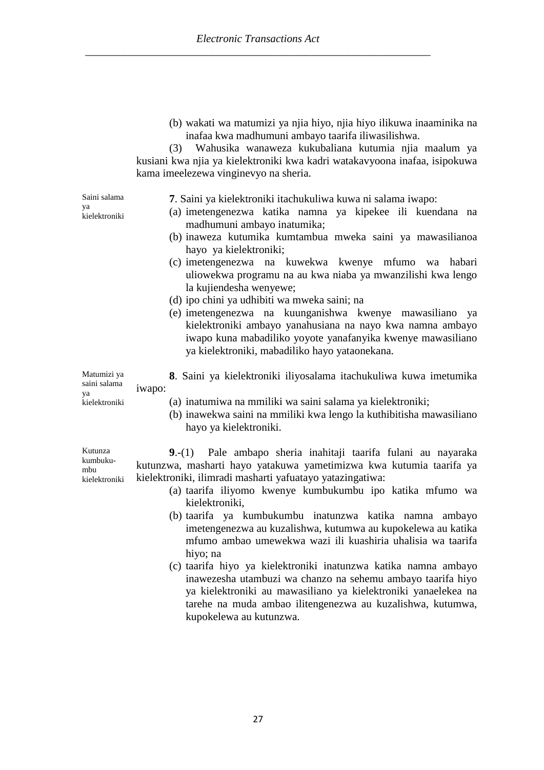(b) wakati wa matumizi ya njia hiyo, njia hiyo ilikuwa inaaminika na inafaa kwa madhumuni ambayo taarifa iliwasilishwa.

(3) Wahusika wanaweza kukubaliana kutumia njia maalum ya kusiani kwa njia ya kielektroniki kwa kadri watakavyoona inafaa, isipokuwa kama imeelezewa vinginevyo na sheria.

Saini salama ya kielektroniki

**7**. Saini ya kielektroniki itachukuliwa kuwa ni salama iwapo:

(a) imetengenezwa katika namna ya kipekee ili kuendana na madhumuni ambayo inatumika;
(b) inaweza kutumika kumtambua mweka saini ya mawasilianoa hayo ya kielektroniki;
(c) imetengenezwa na kuwekwa kwenye mfumo wa habari uliowekwa programu na au kwa niaba ya mwanzilishi kwa lengo la kujiendesha wenyewe;
(d) ipo chini ya udhibiti wa mweka saini; na
(e) imetengenezwa na kuunganishwa kwenye mawasiliano ya kielektroniki ambayo yanahusiana na nayo kwa namna ambayo iwapo kuna mabadiliko yoyote yanafanyika kwenye mawasiliano ya kielektroniki, mabadiliko hayo yataonekana.

Matumizi ya saini salama ya kielektroniki

**8**. Saini ya kielektroniki iliyosalama itachukuliwa kuwa imetumika iwapo:

(a) inatumiwa na mmiliki wa saini salama ya kielektroniki;
(b) inawekwa saini na mmiliki kwa lengo la kuthibitisha mawasiliano hayo ya kielektroniki.

Kutunza kumbukumbu kielektroniki

**9**.-(1) Pale ambapo sheria inahitaji taarifa fulani au nayaraka kutunzwa, masharti hayo yatakuwa yametimizwa kwa kutumia taarifa ya kielektroniki, ilimradi masharti yafuatayo yatazingatiwa:

(a) taarifa iliyomo kwenye kumbukumbu ipo katika mfumo wa kielektroniki,
(b) taarifa ya kumbukumbu inatunzwa katika namna ambayo imetengenezwa au kuzalishwa, kutumwa au kupokelewa au katika mfumo ambao umewekwa wazi ili kuashiria uhalisia wa taarifa hiyo; na
(c) taarifa hiyo ya kielektroniki inatunzwa katika namna ambayo inawezesha utambuzi wa chanzo na sehemu ambayo taarifa hiyo ya kielektroniki au mawasiliano ya kielektroniki yanaelekea na tarehe na muda ambao ilitengenezwa au kuzalishwa, kutumwa, kupokelewa au kutunzwa.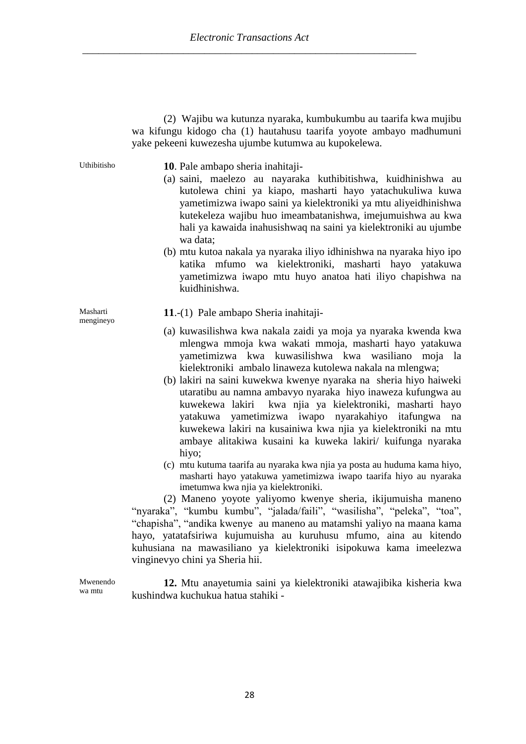(2) Wajibu wa kutunza nyaraka, kumbukumbu au taarifa kwa mujibu wa kifungu kidogo cha (1) hautahusu taarifa yoyote ambayo madhumuni yake pekeeni kuwezesha ujumbe kutumwa au kupokelewa.

Uthibitisho

**10**. Pale ambapo sheria inahitaji-

(a) saini, maelezo au nayaraka kuthibitishwa, kuidhinishwa au kutolewa chini ya kiapo, masharti hayo yatachukuliwa kuwa yametimizwa iwapo saini ya kielektroniki ya mtu aliyeidhinishwa kutekeleza wajibu huo imeambatanishwa, imejumuishwa au kwa hali ya kawaida inahusishwaq na saini ya kielektroniki au ujumbe wa data;

(b) mtu kutoa nakala ya nyaraka iliyo idhinishwa na nyaraka hiyo ipo katika mfumo wa kielektroniki, masharti hayo yatakuwa yametimizwa iwapo mtu huyo anatoa hati iliyo chapishwa na kuidhinishwa.

Masharti mengineyo

**11**.-(1) Pale ambapo Sheria inahitaji-

(a) kuwasilishwa kwa nakala zaidi ya moja ya nyaraka kwenda kwa mlengwa mmoja kwa wakati mmoja, masharti hayo yatakuwa yametimizwa kwa kuwasilishwa kwa wasiliano moja la kielektroniki ambalo linaweza kutolewa nakala na mlengwa;

(b) lakiri na saini kuwekwa kwenye nyaraka na sheria hiyo haiweki utaratibu au namna ambavyo nyaraka hiyo inaweza kufungwa au kuwekewa lakiri kwa njia ya kielektroniki, masharti hayo yatakuwa yametimizwa iwapo nyarakahiyo itafungwa na kuwekewa lakiri na kusainiwa kwa njia ya kielektroniki na mtu ambaye alitakiwa kusaini ka kuweka lakiri/ kuifunga nyaraka hiyo;

(c) mtu kutuma taarifa au nyaraka kwa njia ya posta au huduma kama hiyo, masharti hayo yatakuwa yametimizwa iwapo taarifa hiyo au nyaraka imetumwa kwa njia ya kielektroniki.

(2) Maneno yoyote yaliyomo kwenye sheria, ikijumuisha maneno "nyaraka", "kumbu kumbu", "jalada/faili", "wasilisha", "peleka", "toa", "chapisha", "andika kwenye au maneno au matamshi yaliyo na maana kama hayo, yatatafsiriwa kujumuisha au kuruhusu mfumo, aina au kitendo kuhusiana na mawasiliano ya kielektroniki isipokuwa kama imeelezwa vinginevyo chini ya Sheria hii.

Mwenendo wa mtu

**12.** Mtu anayetumia saini ya kielektroniki atawajibika kisheria kwa kushindwa kuchukua hatua stahiki -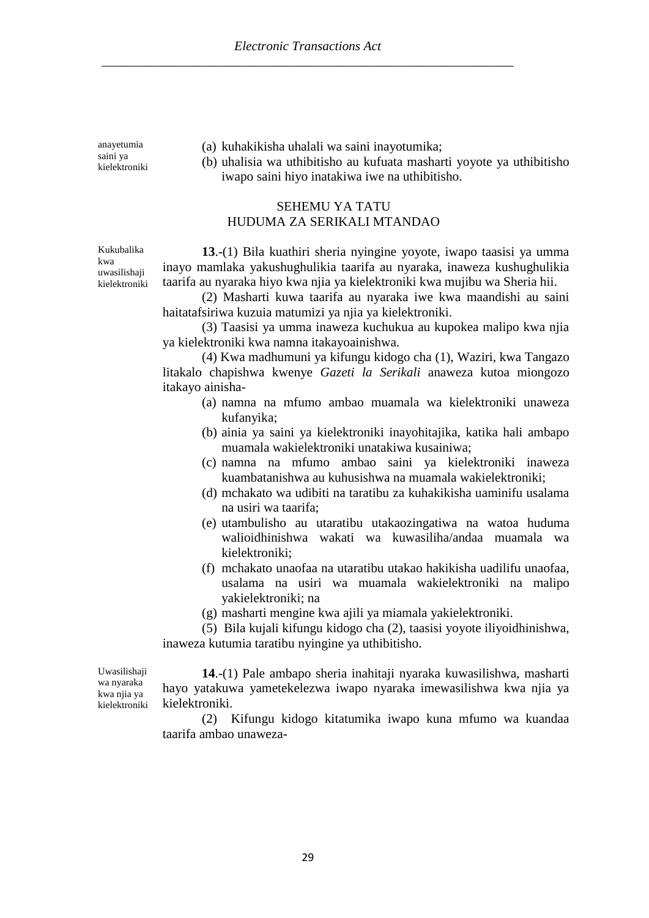anayetumia saini ya kielektroniki

(a) kuhakikisha uhalali wa saini inayotumika;
(b) uhalisia wa uthibitisho au kufuata masharti yoyote ya uthibitisho iwapo saini hiyo inatakiwa iwe na uthibitisho.

## SEHEMU YA TATU
## HUDUMA ZA SERIKALI MTANDAO

Kukubalika kwa uwasilishaji kielektroniki

**13**.-(1) Bila kuathiri sheria nyingine yoyote, iwapo taasisi ya umma inayo mamlaka yakushughulikia taarifa au nyaraka, inaweza kushughulikia taarifa au nyaraka hiyo kwa njia ya kielektroniki kwa mujibu wa Sheria hii.

(2) Masharti kuwa taarifa au nyaraka iwe kwa maandishi au saini haitatafsiriwa kuzuia matumizi ya njia ya kielektroniki.

(3) Taasisi ya umma inaweza kuchukua au kupokea malipo kwa njia ya kielektroniki kwa namna itakayoainishwa.

(4) Kwa madhumuni ya kifungu kidogo cha (1), Waziri, kwa Tangazo litakalo chapishwa kwenye *Gazeti la Serikali* anaweza kutoa miongozo itakayo ainisha-

(a) namna na mfumo ambao muamala wa kielektroniki unaweza kufanyika;
(b) ainia ya saini ya kielektroniki inayohitajika, katika hali ambapo muamala wakielektroniki unatakiwa kusainiwa;
(c) namna na mfumo ambao saini ya kielektroniki inaweza kuambatanishwa au kuhusishwa na muamala wakielektroniki;
(d) mchakato wa udibiti na taratibu za kuhakikisha uaminifu usalama na usiri wa taarifa;
(e) utambulisho au utaratibu utakaozingatiwa na watoa huduma walioidhinishwa wakati wa kuwasiliha/andaa muamala wa kielektroniki;
(f) mchakato unaofaa na utaratibu utakao hakikisha uadilifu unaofaa, usalama na usiri wa muamala wakielektroniki na malipo yakielektroniki; na
(g) masharti mengine kwa ajili ya miamala yakielektroniki.

(5) Bila kujali kifungu kidogo cha (2), taasisi yoyote iliyoidhinishwa, inaweza kutumia taratibu nyingine ya uthibitisho.

Uwasilishaji wa nyaraka kwa njia ya kielektroniki

**14**.-(1) Pale ambapo sheria inahitaji nyaraka kuwasilishwa, masharti hayo yatakuwa yametekelezwa iwapo nyaraka imewasilishwa kwa njia ya kielektroniki.

(2) Kifungu kidogo kitatumika iwapo kuna mfumo wa kuandaa taarifa ambao unaweza-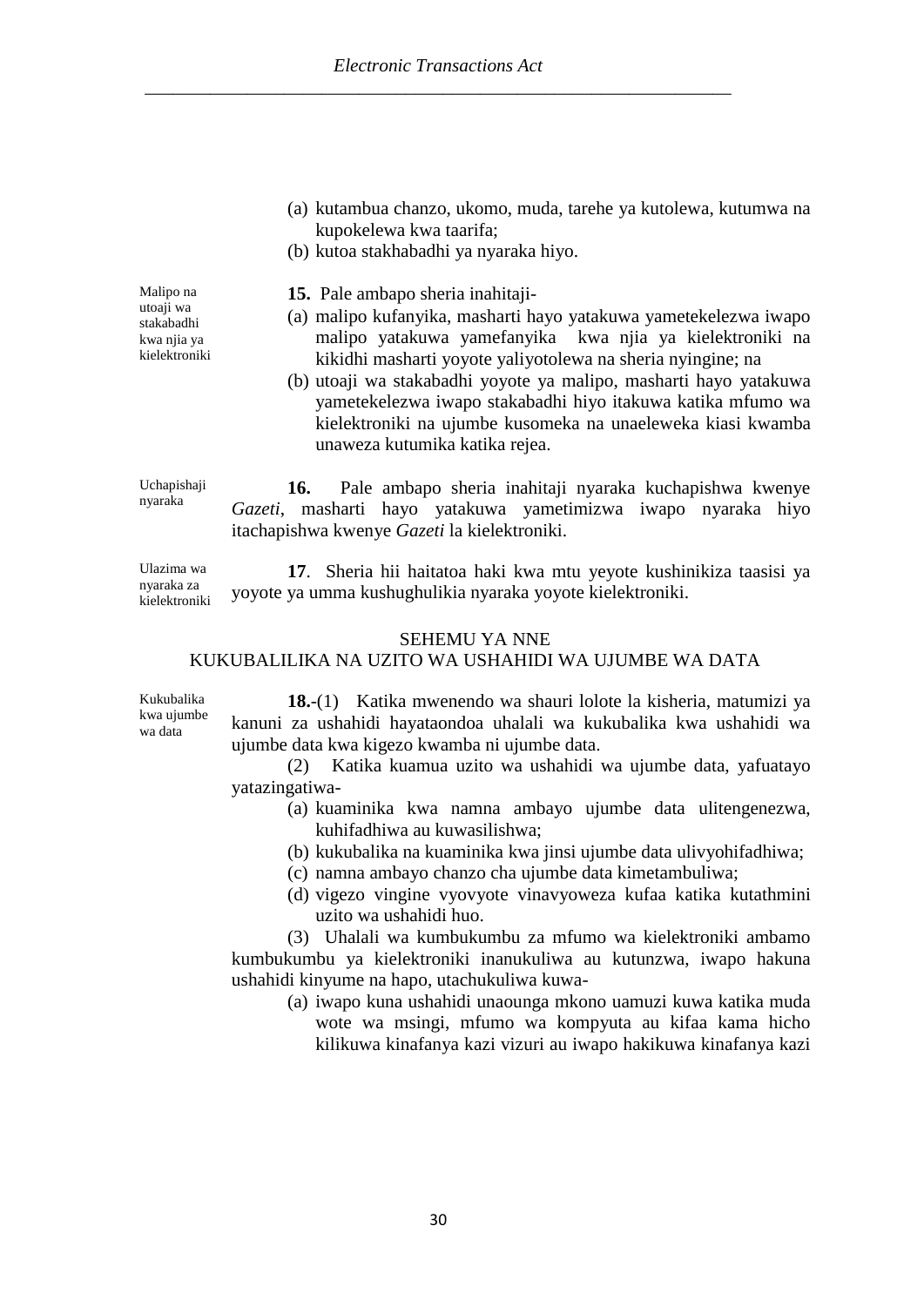(a) kutambua chanzo, ukomo, muda, tarehe ya kutolewa, kutumwa na kupokelewa kwa taarifa;

(b) kutoa stakhabadhi ya nyaraka hiyo.

Malipo na utoaji wa stakabadhi kwa njia ya kielektroniki

**15.** Pale ambapo sheria inahitaji-

(a) malipo kufanyika, masharti hayo yatakuwa yametekelezwa iwapo malipo yatakuwa yamefanyika kwa njia ya kielektroniki na kikidhi masharti yoyote yaliyotolewa na sheria nyingine; na

(b) utoaji wa stakabadhi yoyote ya malipo, masharti hayo yatakuwa yametekelezwa iwapo stakabadhi hiyo itakuwa katika mfumo wa kielektroniki na ujumbe kusomeka na unaeleweka kiasi kwamba unaweza kutumika katika rejea.

Uchapishaji nyaraka

**16.** Pale ambapo sheria inahitaji nyaraka kuchapishwa kwenye *Gazeti*, masharti hayo yatakuwa yametimizwa iwapo nyaraka hiyo itachapishwa kwenye *Gazeti* la kielektroniki.

Ulazima wa nyaraka za kielektroniki

**17**. Sheria hii haitatoa haki kwa mtu yeyote kushinikiza taasisi ya yoyote ya umma kushughulikia nyaraka yoyote kielektroniki.

## SEHEMU YA NNE
## KUKUBALILIKA NA UZITO WA USHAHIDI WA UJUMBE WA DATA

Kukubalika kwa ujumbe wa data

**18.-**(1) Katika mwenendo wa shauri lolote la kisheria, matumizi ya kanuni za ushahidi hayataondoa uhalali wa kukubalika kwa ushahidi wa ujumbe data kwa kigezo kwamba ni ujumbe data.

(2) Katika kuamua uzito wa ushahidi wa ujumbe data, yafuatayo yatazingatiwa-

(a) kuaminika kwa namna ambayo ujumbe data ulitengenezwa, kuhifadhiwa au kuwasilishwa;

(b) kukubalika na kuaminika kwa jinsi ujumbe data ulivyohifadhiwa;

(c) namna ambayo chanzo cha ujumbe data kimetambuliwa;

(d) vigezo vingine vyovyote vinavyoweza kufaa katika kutathmini uzito wa ushahidi huo.

(3) Uhalali wa kumbukumbu za mfumo wa kielektroniki ambamo kumbukumbu ya kielektroniki inanukuliwa au kutunzwa, iwapo hakuna ushahidi kinyume na hapo, utachukuliwa kuwa-

(a) iwapo kuna ushahidi unaounga mkono uamuzi kuwa katika muda wote wa msingi, mfumo wa kompyuta au kifaa kama hicho kilikuwa kinafanya kazi vizuri au iwapo hakikuwa kinafanya kazi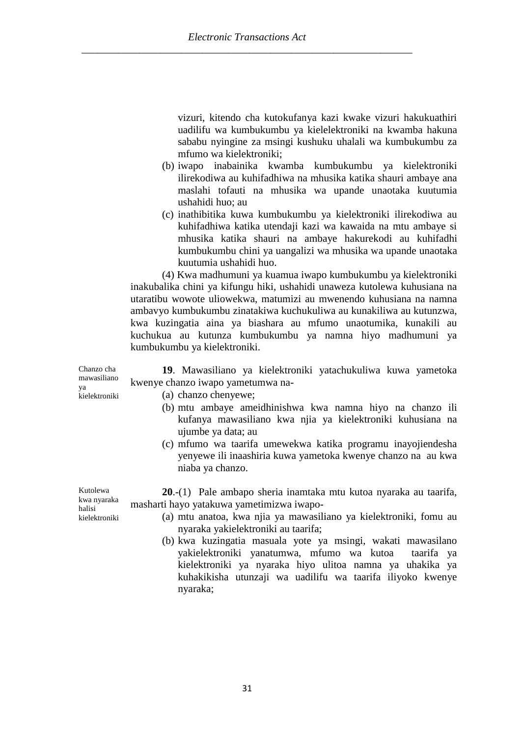vizuri, kitendo cha kutokufanya kazi kwake vizuri hakukuathiri uadilifu wa kumbukumbu ya kielelektroniki na kwamba hakuna sababu nyingine za msingi kushuku uhalali wa kumbukumbu za mfumo wa kielektroniki;

(b) iwapo inabainika kwamba kumbukumbu ya kielektroniki ilirekodiwa au kuhifadhiwa na mhusika katika shauri ambaye ana maslahi tofauti na mhusika wa upande unaotaka kuutumia ushahidi huo; au

(c) inathibitika kuwa kumbukumbu ya kielektroniki ilirekodiwa au kuhifadhiwa katika utendaji kazi wa kawaida na mtu ambaye si mhusika katika shauri na ambaye hakurekodi au kuhifadhi kumbukumbu chini ya uangalizi wa mhusika wa upande unaotaka kuutumia ushahidi huo.

(4) Kwa madhumuni ya kuamua iwapo kumbukumbu ya kielektroniki inakubalika chini ya kifungu hiki, ushahidi unaweza kutolewa kuhusiana na utaratibu wowote uliowekwa, matumizi au mwenendo kuhusiana na namna ambavyo kumbukumbu zinatakiwa kuchukuliwa au kunakiliwa au kutunzwa, kwa kuzingatia aina ya biashara au mfumo unaotumika, kunakili au kuchukua au kutunza kumbukumbu ya namna hiyo madhumuni ya kumbukumbu ya kielektroniki.

Chanzo cha mawasiliano ya kielektroniki

**19**. Mawasiliano ya kielektroniki yatachukuliwa kuwa yametoka kwenye chanzo iwapo yametumwa na-

(a) chanzo chenyewe;

(b) mtu ambaye ameidhinishwa kwa namna hiyo na chanzo ili kufanya mawasiliano kwa njia ya kielektroniki kuhusiana na ujumbe ya data; au

(c) mfumo wa taarifa umewekwa katika programu inayojiendesha yenyewe ili inaashiria kuwa yametoka kwenye chanzo na au kwa niaba ya chanzo.

Kutolewa kwa nyaraka halisi kielektroniki

**20**.-(1) Pale ambapo sheria inamtaka mtu kutoa nyaraka au taarifa, masharti hayo yatakuwa yametimizwa iwapo-

(a) mtu anatoa, kwa njia ya mawasiliano ya kielektroniki, fomu au nyaraka yakielektroniki au taarifa;

(b) kwa kuzingatia masuala yote ya msingi, wakati mawasilano yakielektroniki yanatumwa, mfumo wa kutoa taarifa ya kielektroniki ya nyaraka hiyo ulitoa namna ya uhakika ya kuhakikisha utunzaji wa uadilifu wa taarifa iliyoko kwenye nyaraka;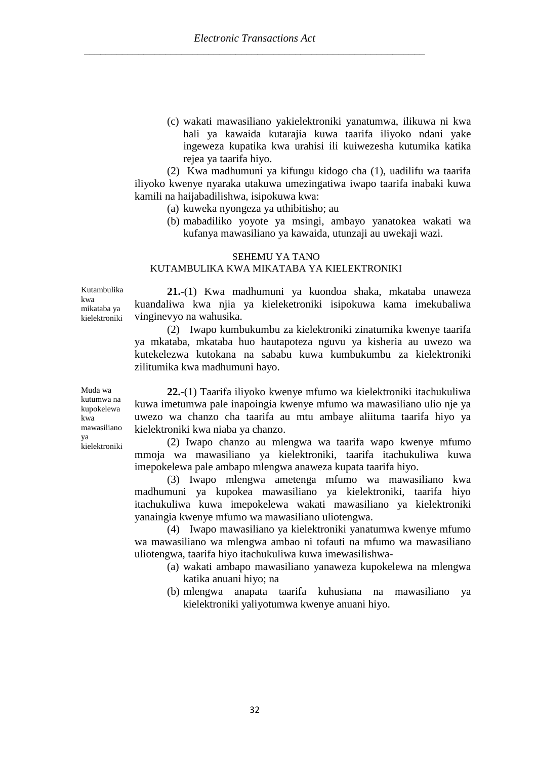(c) wakati mawasiliano yakielektroniki yanatumwa, ilikuwa ni kwa hali ya kawaida kutarajia kuwa taarifa iliyoko ndani yake ingeweza kupatika kwa urahisi ili kuiwezesha kutumika katika rejea ya taarifa hiyo.

(2) Kwa madhumuni ya kifungu kidogo cha (1), uadilifu wa taarifa iliyoko kwenye nyaraka utakuwa umezingatiwa iwapo taarifa inabaki kuwa kamili na haijabadilishwa, isipokuwa kwa:

(a) kuweka nyongeza ya uthibitisho; au
(b) mabadiliko yoyote ya msingi, ambayo yanatokea wakati wa kufanya mawasiliano ya kawaida, utunzaji au uwekaji wazi.

## SEHEMU YA TANO
## KUTAMBULIKA KWA MIKATABA YA KIELEKTRONIKI

*Kutambulika kwa mikataba ya kielektroniki*

**21.**-(1) Kwa madhumuni ya kuondoa shaka, mkataba unaweza kuandaliwa kwa njia ya kieleketroniki isipokuwa kama imekubaliwa vinginevyo na wahusika.

(2) Iwapo kumbukumbu za kielektroniki zinatumika kwenye taarifa ya mkataba, mkataba huo hautapoteza nguvu ya kisheria au uwezo wa kutekelezwa kutokana na sababu kuwa kumbukumbu za kielektroniki zilitumika kwa madhumuni hayo.

*Muda wa kutumwa na kupokelewa kwa mawasiliano ya kielektroniki*

**22.**-(1) Taarifa iliyoko kwenye mfumo wa kielektroniki itachukuliwa kuwa imetumwa pale inapoingia kwenye mfumo wa mawasiliano ulio nje ya uwezo wa chanzo cha taarifa au mtu ambaye aliituma taarifa hiyo ya kielektroniki kwa niaba ya chanzo.

(2) Iwapo chanzo au mlengwa wa taarifa wapo kwenye mfumo mmoja wa mawasiliano ya kielektroniki, taarifa itachukuliwa kuwa imepokelewa pale ambapo mlengwa anaweza kupata taarifa hiyo.

(3) Iwapo mlengwa ametenga mfumo wa mawasiliano kwa madhumuni ya kupokea mawasiliano ya kielektroniki, taarifa hiyo itachukuliwa kuwa imepokelewa wakati mawasiliano ya kielektroniki yanaingia kwenye mfumo wa mawasiliano uliotengwa.

(4) Iwapo mawasiliano ya kielektroniki yanatumwa kwenye mfumo wa mawasiliano wa mlengwa ambao ni tofauti na mfumo wa mawasiliano uliotengwa, taarifa hiyo itachukuliwa kuwa imewasilishwa-

(a) wakati ambapo mawasiliano yanaweza kupokelewa na mlengwa katika anuani hiyo; na
(b) mlengwa anapata taarifa kuhusiana na mawasiliano ya kielektroniki yaliyotumwa kwenye anuani hiyo.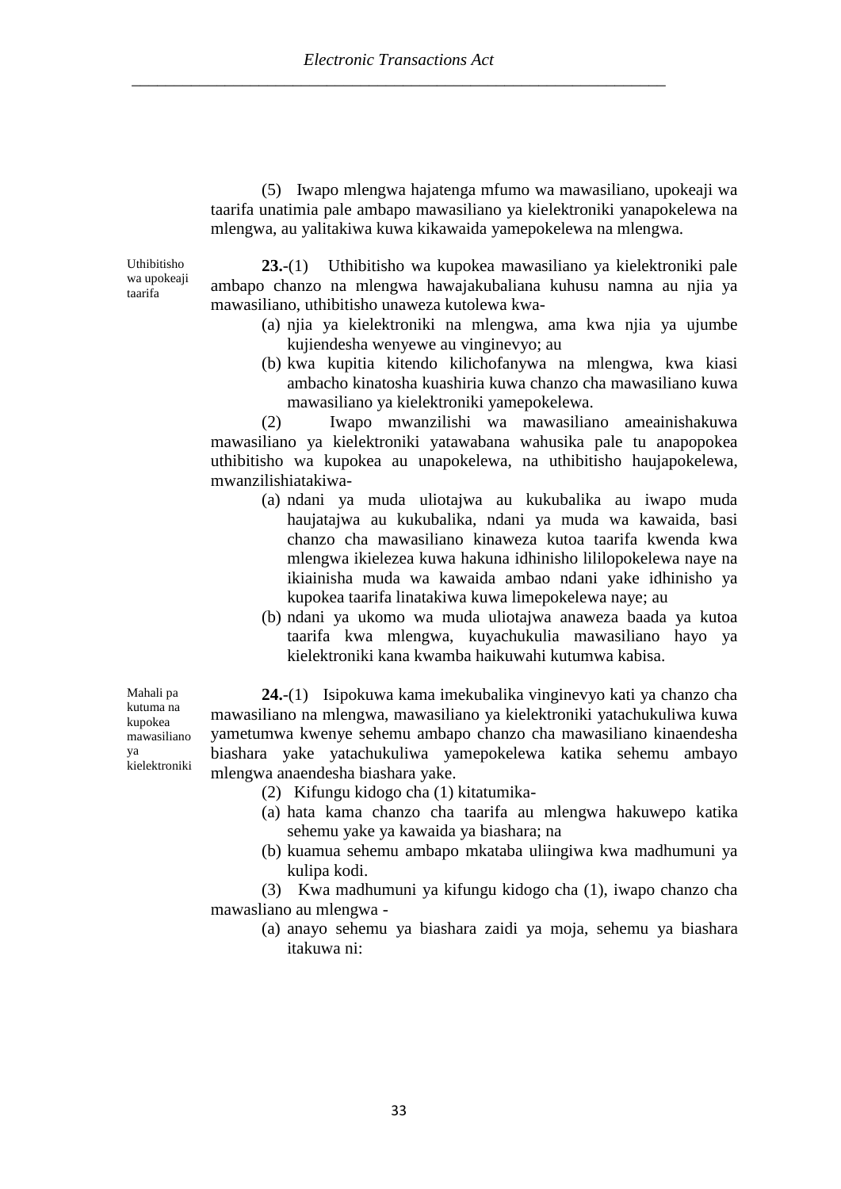(5) Iwapo mlengwa hajatenga mfumo wa mawasiliano, upokeaji wa taarifa unatimia pale ambapo mawasiliano ya kielektroniki yanapokelewa na mlengwa, au yalitakiwa kuwa kikawaida yamepokelewa na mlengwa.

*Uthibitisho wa upokeaji taarifa*

**23.**-(1) Uthibitisho wa kupokea mawasiliano ya kielektroniki pale ambapo chanzo na mlengwa hawajakubaliana kuhusu namna au njia ya mawasiliano, uthibitisho unaweza kutolewa kwa-

(a) njia ya kielektroniki na mlengwa, ama kwa njia ya ujumbe kujiendesha wenyewe au vinginevyo; au

(b) kwa kupitia kitendo kilichofanywa na mlengwa, kwa kiasi ambacho kinatosha kuashiria kuwa chanzo cha mawasiliano kuwa mawasiliano ya kielektroniki yamepokelewa.

(2) Iwapo mwanzilishi wa mawasiliano ameainishakuwa mawasiliano ya kielektroniki yatawabana wahusika pale tu anapopokea uthibitisho wa kupokea au unapokelewa, na uthibitisho haujapokelewa, mwanzilishiatakiwa-

(a) ndani ya muda uliotajwa au kukubalika au iwapo muda haujatajwa au kukubalika, ndani ya muda wa kawaida, basi chanzo cha mawasiliano kinaweza kutoa taarifa kwenda kwa mlengwa ikielezea kuwa hakuna idhinisho lililopokelewa naye na ikiainisha muda wa kawaida ambao ndani yake idhinisho ya kupokea taarifa linatakiwa kuwa limepokelewa naye; au

(b) ndani ya ukomo wa muda uliotajwa anaweza baada ya kutoa taarifa kwa mlengwa, kuyachukulia mawasiliano hayo ya kielektroniki kana kwamba haikuwahi kutumwa kabisa.

*Mahali pa kutuma na kupokea mawasiliano ya kielektroniki*

**24.**-(1) Isipokuwa kama imekubalika vinginevyo kati ya chanzo cha mawasiliano na mlengwa, mawasiliano ya kielektroniki yatachukuliwa kuwa yametumwa kwenye sehemu ambapo chanzo cha mawasiliano kinaendesha biashara yake yatachukuliwa yamepokelewa katika sehemu ambayo mlengwa anaendesha biashara yake.

(2) Kifungu kidogo cha (1) kitatumika-

(a) hata kama chanzo cha taarifa au mlengwa hakuwepo katika sehemu yake ya kawaida ya biashara; na

(b) kuamua sehemu ambapo mkataba uliingiwa kwa madhumuni ya kulipa kodi.

(3) Kwa madhumuni ya kifungu kidogo cha (1), iwapo chanzo cha mawasliano au mlengwa -

(a) anayo sehemu ya biashara zaidi ya moja, sehemu ya biashara itakuwa ni: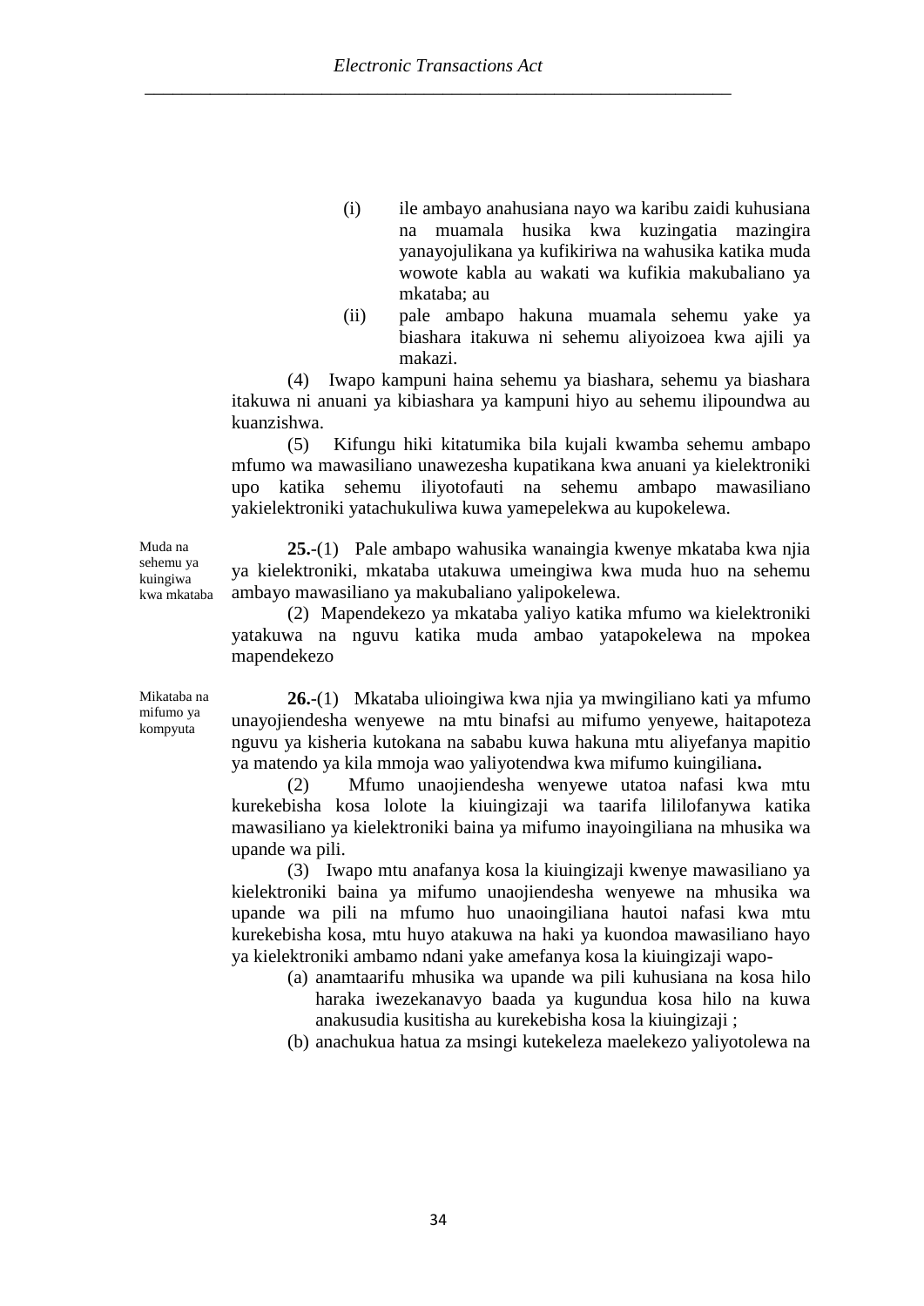(i) ile ambayo anahusiana nayo wa karibu zaidi kuhusiana na muamala husika kwa kuzingatia mazingira yanayojulikana ya kufikiriwa na wahusika katika muda wowote kabla au wakati wa kufikia makubaliano ya mkataba; au

(ii) pale ambapo hakuna muamala sehemu yake ya biashara itakuwa ni sehemu aliyoizoea kwa ajili ya makazi.

(4) Iwapo kampuni haina sehemu ya biashara, sehemu ya biashara itakuwa ni anuani ya kibiashara ya kampuni hiyo au sehemu ilipoundwa au kuanzishwa.

(5) Kifungu hiki kitatumika bila kujali kwamba sehemu ambapo mfumo wa mawasiliano unawezesha kupatikana kwa anuani ya kielektroniki upo katika sehemu iliyotofauti na sehemu ambapo mawasiliano yakielektroniki yatachukuliwa kuwa yamepelekwa au kupokelewa.

*Muda na sehemu ya kuingiwa kwa mkataba*

**25.**-(1) Pale ambapo wahusika wanaingia kwenye mkataba kwa njia ya kielektroniki, mkataba utakuwa umeingiwa kwa muda huo na sehemu ambayo mawasiliano ya makubaliano yalipokelewa.

(2) Mapendekezo ya mkataba yaliyo katika mfumo wa kielektroniki yatakuwa na nguvu katika muda ambao yatapokelewa na mpokea mapendekezo

*Mikataba na mifumo ya kompyuta*

**26.**-(1) Mkataba ulioingiwa kwa njia ya mwingiliano kati ya mfumo unayojiendesha wenyewe na mtu binafsi au mifumo yenyewe, haitapoteza nguvu ya kisheria kutokana na sababu kuwa hakuna mtu aliyefanya mapitio ya matendo ya kila mmoja wao yaliyotendwa kwa mifumo kuingiliana**.**

(2) Mfumo unaojiendesha wenyewe utatoa nafasi kwa mtu kurekebisha kosa lolote la kiuingizaji wa taarifa lililofanywa katika mawasiliano ya kielektroniki baina ya mifumo inayoingiliana na mhusika wa upande wa pili.

(3) Iwapo mtu anafanya kosa la kiuingizaji kwenye mawasiliano ya kielektroniki baina ya mifumo unaojiendesha wenyewe na mhusika wa upande wa pili na mfumo huo unaoingiliana hautoi nafasi kwa mtu kurekebisha kosa, mtu huyo atakuwa na haki ya kuondoa mawasiliano hayo ya kielektroniki ambamo ndani yake amefanya kosa la kiuingizaji wapo-

(a) anamtaarifu mhusika wa upande wa pili kuhusiana na kosa hilo haraka iwezekanavyo baada ya kugundua kosa hilo na kuwa anakusudia kusitisha au kurekebisha kosa la kiuingizaji ;

(b) anachukua hatua za msingi kutekeleza maelekezo yaliyotolewa na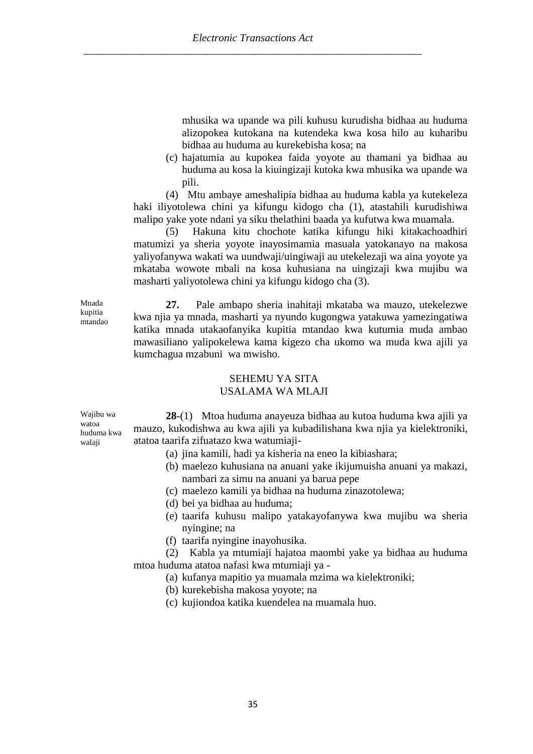mhusika wa upande wa pili kuhusu kurudisha bidhaa au huduma alizopokea kutokana na kutendeka kwa kosa hilo au kuharibu bidhaa au huduma au kurekebisha kosa; na

(c) hajatumia au kupokea faida yoyote au thamani ya bidhaa au huduma au kosa la kiuingizaji kutoka kwa mhusika wa upande wa pili.

(4) Mtu ambaye ameshalipia bidhaa au huduma kabla ya kutekeleza haki iliyotolewa chini ya kifungu kidogo cha (1), atastahili kurudishiwa malipo yake yote ndani ya siku thelathini baada ya kufutwa kwa muamala.

(5) Hakuna kitu chochote katika kifungu hiki kitakachoadhiri matumizi ya sheria yoyote inayosimamia masuala yatokanayo na makosa yaliyofanywa wakati wa uundwaji/uingiwaji au utekelezaji wa aina yoyote ya mkataba wowote mbali na kosa kuhusiana na uingizaji kwa mujibu wa masharti yaliyotolewa chini ya kifungu kidogo cha (3).

Mnada kupitia mtandao

**27.** Pale ambapo sheria inahitaji mkataba wa mauzo, utekelezwe kwa njia ya mnada, masharti ya nyundo kugongwa yatakuwa yamezingatiwa katika mnada utakaofanyika kupitia mtandao kwa kutumia muda ambao mawasiliano yalipokelewa kama kigezo cha ukomo wa muda kwa ajili ya kumchagua mzabuni wa mwisho.

## SEHEMU YA SITA
## USALAMA WA MLAJI

Wajibu wa watoa huduma kwa walaji

**28**-(1) Mtoa huduma anayeuza bidhaa au kutoa huduma kwa ajili ya mauzo, kukodishwa au kwa ajili ya kubadilishana kwa njia ya kielektroniki, atatoa taarifa zifuatazo kwa watumiaji-

(a) jina kamili, hadi ya kisheria na eneo la kibiashara;

(b) maelezo kuhusiana na anuani yake ikijumuisha anuani ya makazi, nambari za simu na anuani ya barua pepe

(c) maelezo kamili ya bidhaa na huduma zinazotolewa;

(d) bei ya bidhaa au huduma;

(e) taarifa kuhusu malipo yatakayofanywa kwa mujibu wa sheria nyingine; na

(f) taarifa nyingine inayohusika.

(2) Kabla ya mtumiaji hajatoa maombi yake ya bidhaa au huduma mtoa huduma atatoa nafasi kwa mtumiaji ya -

(a) kufanya mapitio ya muamala mzima wa kielektroniki;

(b) kurekebisha makosa yoyote; na

(c) kujiondoa katika kuendelea na muamala huo.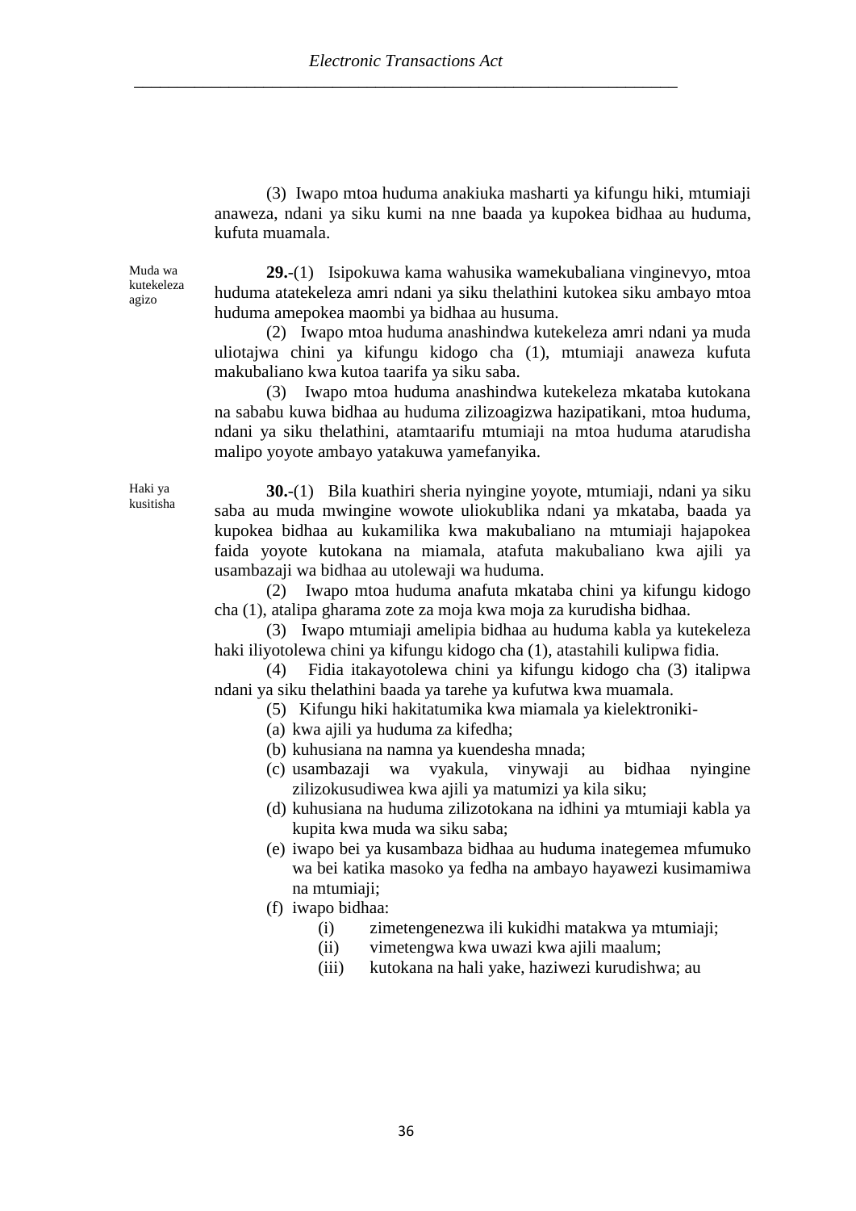(3) Iwapo mtoa huduma anakiuka masharti ya kifungu hiki, mtumiaji anaweza, ndani ya siku kumi na nne baada ya kupokea bidhaa au huduma, kufuta muamala.

Muda wa kutekeleza agizo

**29.**-(1) Isipokuwa kama wahusika wamekubaliana vinginevyo, mtoa huduma atatekeleza amri ndani ya siku thelathini kutokea siku ambayo mtoa huduma amepokea maombi ya bidhaa au husuma.

(2) Iwapo mtoa huduma anashindwa kutekeleza amri ndani ya muda uliotajwa chini ya kifungu kidogo cha (1), mtumiaji anaweza kufuta makubaliano kwa kutoa taarifa ya siku saba.

(3) Iwapo mtoa huduma anashindwa kutekeleza mkataba kutokana na sababu kuwa bidhaa au huduma zilizoagizwa hazipatikani, mtoa huduma, ndani ya siku thelathini, atamtaarifu mtumiaji na mtoa huduma atarudisha malipo yoyote ambayo yatakuwa yamefanyika.

Haki ya kusitisha

**30.**-(1) Bila kuathiri sheria nyingine yoyote, mtumiaji, ndani ya siku saba au muda mwingine wowote uliokublika ndani ya mkataba, baada ya kupokea bidhaa au kukamilika kwa makubaliano na mtumiaji hajapokea faida yoyote kutokana na miamala, atafuta makubaliano kwa ajili ya usambazaji wa bidhaa au utolewaji wa huduma.

(2) Iwapo mtoa huduma anafuta mkataba chini ya kifungu kidogo cha (1), atalipa gharama zote za moja kwa moja za kurudisha bidhaa.

(3) Iwapo mtumiaji amelipia bidhaa au huduma kabla ya kutekeleza haki iliyotolewa chini ya kifungu kidogo cha (1), atastahili kulipwa fidia.

(4) Fidia itakayotolewa chini ya kifungu kidogo cha (3) italipwa ndani ya siku thelathini baada ya tarehe ya kufutwa kwa muamala.

(5) Kifungu hiki hakitatumika kwa miamala ya kielektroniki-

(a) kwa ajili ya huduma za kifedha;

(b) kuhusiana na namna ya kuendesha mnada;

(c) usambazaji wa vyakula, vinywaji au bidhaa nyingine zilizokusudiwea kwa ajili ya matumizi ya kila siku;

(d) kuhusiana na huduma zilizotokana na idhini ya mtumiaji kabla ya kupita kwa muda wa siku saba;

(e) iwapo bei ya kusambaza bidhaa au huduma inategemea mfumuko wa bei katika masoko ya fedha na ambayo hayawezi kusimamiwa na mtumiaji;

(f) iwapo bidhaa:

(i) zimetengenezwa ili kukidhi matakwa ya mtumiaji;

(ii) vimetengwa kwa uwazi kwa ajili maalum;

(iii) kutokana na hali yake, haziwezi kurudishwa; au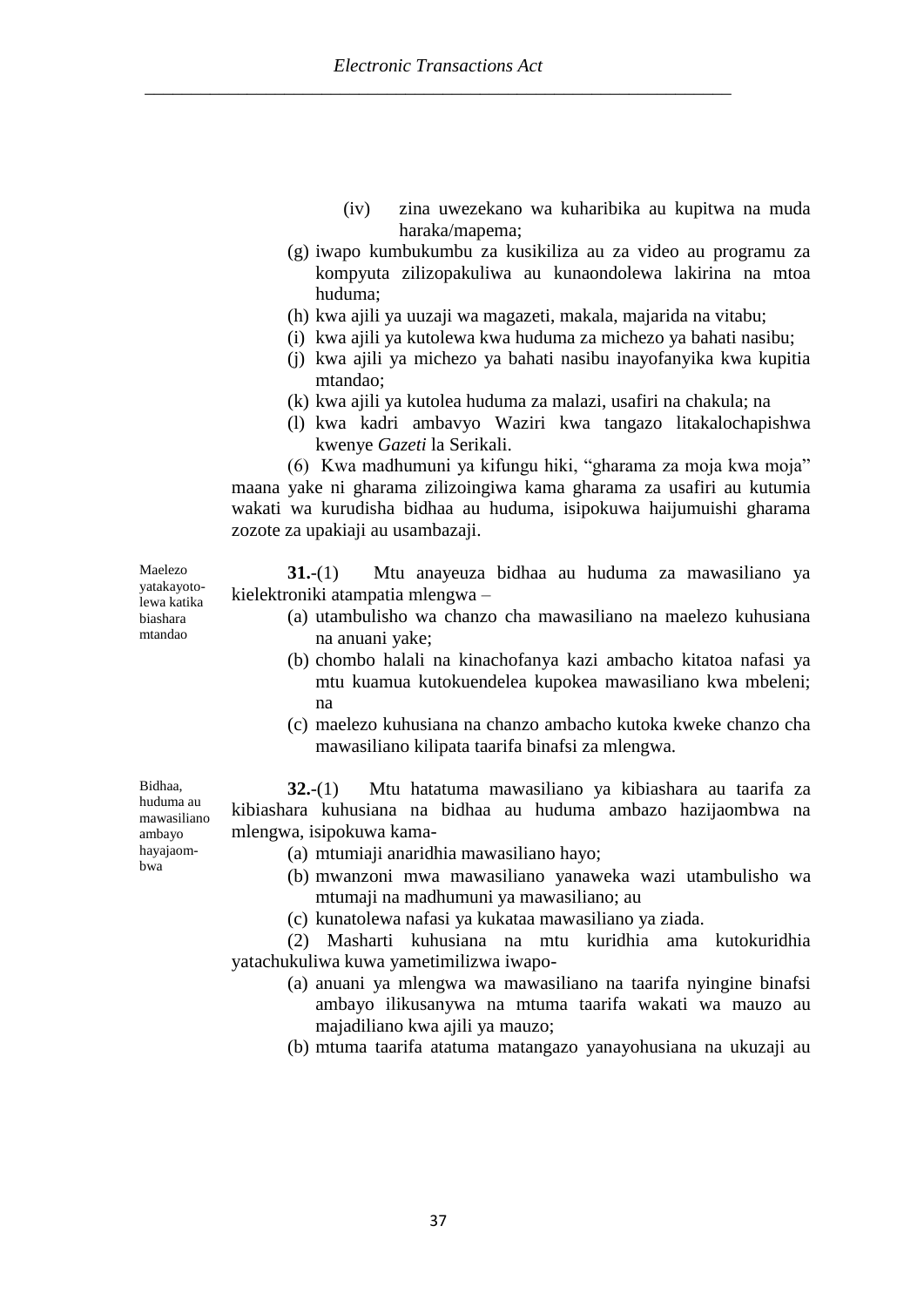(iv) zina uwezekano wa kuharibika au kupitwa na muda haraka/mapema;

(g) iwapo kumbukumbu za kusikiliza au za video au programu za kompyuta zilizopakuliwa au kunaondolewa lakirina na mtoa huduma;

(h) kwa ajili ya uuzaji wa magazeti, makala, majarida na vitabu;

(i) kwa ajili ya kutolewa kwa huduma za michezo ya bahati nasibu;

(j) kwa ajili ya michezo ya bahati nasibu inayofanyika kwa kupitia mtandao;

(k) kwa ajili ya kutolea huduma za malazi, usafiri na chakula; na

(l) kwa kadri ambavyo Waziri kwa tangazo litakalochapishwa kwenye *Gazeti* la Serikali.

(6) Kwa madhumuni ya kifungu hiki, "gharama za moja kwa moja" maana yake ni gharama zilizoingiwa kama gharama za usafiri au kutumia wakati wa kurudisha bidhaa au huduma, isipokuwa haijumuishi gharama zozote za upakiaji au usambazaji.

*Maelezo yatakayotolewa katika biashara mtandao*

**31.**-(1) Mtu anayeuza bidhaa au huduma za mawasiliano ya kielektroniki atampatia mlengwa –

(a) utambulisho wa chanzo cha mawasiliano na maelezo kuhusiana na anuani yake;

(b) chombo halali na kinachofanya kazi ambacho kitatoa nafasi ya mtu kuamua kutokuendelea kupokea mawasiliano kwa mbeleni; na

(c) maelezo kuhusiana na chanzo ambacho kutoka kweke chanzo cha mawasiliano kilipata taarifa binafsi za mlengwa.

*Bidhaa, huduma au mawasiliano ambayo hayajaombwa*

**32.**-(1) Mtu hatatuma mawasiliano ya kibiashara au taarifa za kibiashara kuhusiana na bidhaa au huduma ambazo hazijaombwa na mlengwa, isipokuwa kama-

(a) mtumiaji anaridhia mawasiliano hayo;

(b) mwanzoni mwa mawasiliano yanaweka wazi utambulisho wa mtumaji na madhumuni ya mawasiliano; au

(c) kunatolewa nafasi ya kukataa mawasiliano ya ziada.

(2) Masharti kuhusiana na mtu kuridhia ama kutokuridhia yatachukuliwa kuwa yametimilizwa iwapo-

(a) anuani ya mlengwa wa mawasiliano na taarifa nyingine binafsi ambayo ilikusanywa na mtuma taarifa wakati wa mauzo au majadiliano kwa ajili ya mauzo;

(b) mtuma taarifa atatuma matangazo yanayohusiana na ukuzaji au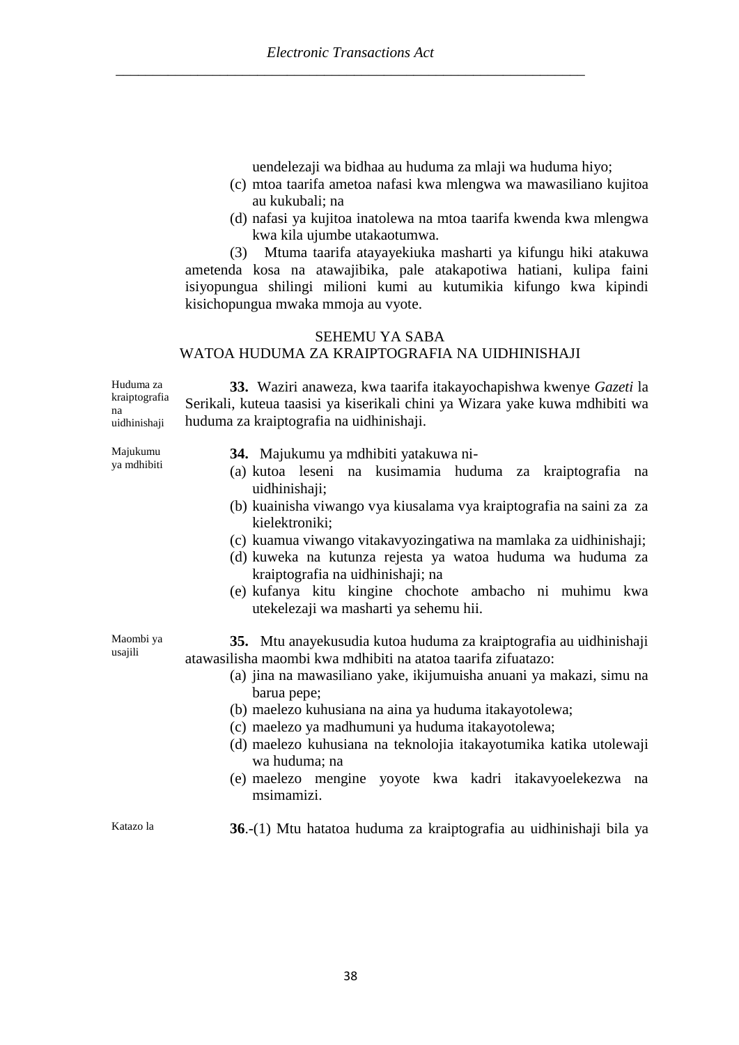uendelezaji wa bidhaa au huduma za mlaji wa huduma hiyo;

(c) mtoa taarifa ametoa nafasi kwa mlengwa wa mawasiliano kujitoa au kukubali; na

(d) nafasi ya kujitoa inatolewa na mtoa taarifa kwenda kwa mlengwa kwa kila ujumbe utakaotumwa.

(3) Mtuma taarifa atayayekiuka masharti ya kifungu hiki atakuwa ametenda kosa na atawajibika, pale atakapotiwa hatiani, kulipa faini isiyopungua shilingi milioni kumi au kutumikia kifungo kwa kipindi kisichopungua mwaka mmoja au vyote.

## SEHEMU YA SABA
## WATOA HUDUMA ZA KRAIPTOGRAFIA NA UIDHINISHAJI

*Huduma za kraiptografia na uidhinishaji*

**33.** Waziri anaweza, kwa taarifa itakayochapishwa kwenye *Gazeti* la Serikali, kuteua taasisi ya kiserikali chini ya Wizara yake kuwa mdhibiti wa huduma za kraiptografia na uidhinishaji.

*Majukumu ya mdhibiti*

**34.** Majukumu ya mdhibiti yatakuwa ni-

(a) kutoa leseni na kusimamia huduma za kraiptografia na uidhinishaji;

(b) kuainisha viwango vya kiusalama vya kraiptografia na saini za za kielektroniki;

(c) kuamua viwango vitakavyozingatiwa na mamlaka za uidhinishaji;

(d) kuweka na kutunza rejesta ya watoa huduma wa huduma za kraiptografia na uidhinishaji; na

(e) kufanya kitu kingine chochote ambacho ni muhimu kwa utekelezaji wa masharti ya sehemu hii.

*Maombi ya usajili*

**35.** Mtu anayekusudia kutoa huduma za kraiptografia au uidhinishaji atawasilisha maombi kwa mdhibiti na atatoa taarifa zifuatazo:

(a) jina na mawasiliano yake, ikijumuisha anuani ya makazi, simu na barua pepe;

(b) maelezo kuhusiana na aina ya huduma itakayotolewa;

(c) maelezo ya madhumuni ya huduma itakayotolewa;

(d) maelezo kuhusiana na teknolojia itakayotumika katika utolewaji wa huduma; na

(e) maelezo mengine yoyote kwa kadri itakavyoelekezwa na msimamizi.

*Katazo la*

**36.**-(1) Mtu hatatoa huduma za kraiptografia au uidhinishaji bila ya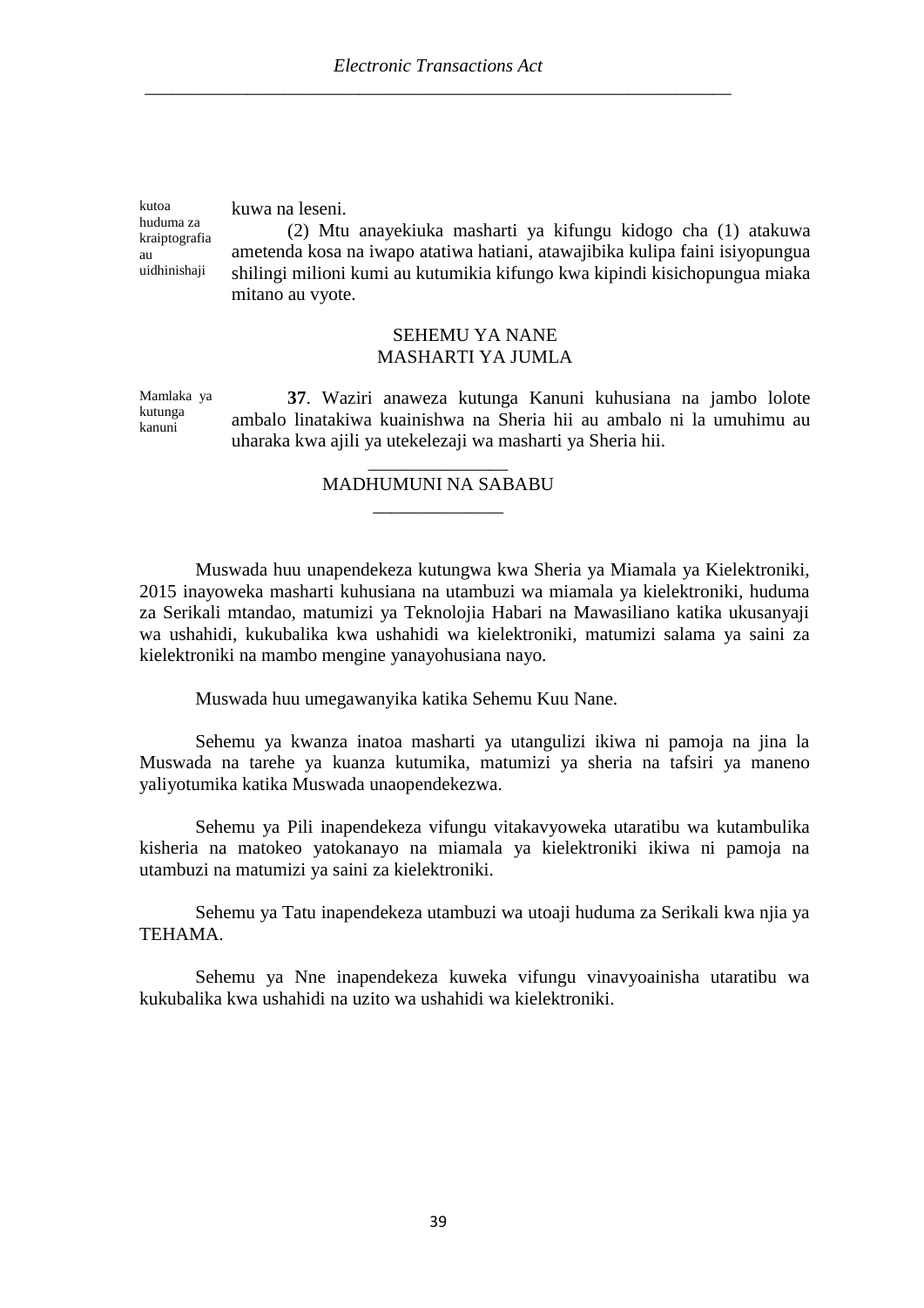kutoa huduma za kraiptografia au uidhinishaji

kuwa na leseni.

(2) Mtu anayekiuka masharti ya kifungu kidogo cha (1) atakuwa ametenda kosa na iwapo atatiwa hatiani, atawajibika kulipa faini isiyopungua shilingi milioni kumi au kutumikia kifungo kwa kipindi kisichopungua miaka mitano au vyote.

## SEHEMU YA NANE
## MASHARTI YA JUMLA

Mamlaka ya kutunga kanuni

**37**. Waziri anaweza kutunga Kanuni kuhusiana na jambo lolote ambalo linatakiwa kuainishwa na Sheria hii au ambalo ni la umuhimu au uharaka kwa ajili ya utekelezaji wa masharti ya Sheria hii.

______________

## MADHUMUNI NA SABABU

_____________

Muswada huu unapendekeza kutungwa kwa Sheria ya Miamala ya Kielektroniki, 2015 inayoweka masharti kuhusiana na utambuzi wa miamala ya kielektroniki, huduma za Serikali mtandao, matumizi ya Teknolojia Habari na Mawasiliano katika ukusanyaji wa ushahidi, kukubalika kwa ushahidi wa kielektroniki, matumizi salama ya saini za kielektroniki na mambo mengine yanayohusiana nayo.

Muswada huu umegawanyika katika Sehemu Kuu Nane.

Sehemu ya kwanza inatoa masharti ya utangulizi ikiwa ni pamoja na jina la Muswada na tarehe ya kuanza kutumika, matumizi ya sheria na tafsiri ya maneno yaliyotumika katika Muswada unaopendekezwa.

Sehemu ya Pili inapendekeza vifungu vitakavyoweka utaratibu wa kutambulika kisheria na matokeo yatokanayo na miamala ya kielektroniki ikiwa ni pamoja na utambuzi na matumizi ya saini za kielektroniki.

Sehemu ya Tatu inapendekeza utambuzi wa utoaji huduma za Serikali kwa njia ya TEHAMA.

Sehemu ya Nne inapendekeza kuweka vifungu vinavyoainisha utaratibu wa kukubalika kwa ushahidi na uzito wa ushahidi wa kielektroniki.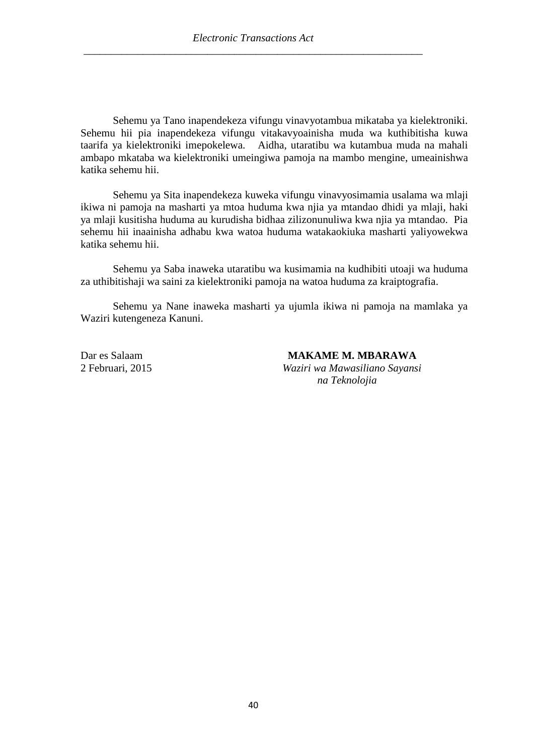Sehemu ya Tano inapendekeza vifungu vinavyotambua mikataba ya kielektroniki. Sehemu hii pia inapendekeza vifungu vitakavyoainisha muda wa kuthibitisha kuwa taarifa ya kielektroniki imepokelewa. Aidha, utaratibu wa kutambua muda na mahali ambapo mkataba wa kielektroniki umeingiwa pamoja na mambo mengine, umeainishwa katika sehemu hii.

Sehemu ya Sita inapendekeza kuweka vifungu vinavyosimamia usalama wa mlaji ikiwa ni pamoja na masharti ya mtoa huduma kwa njia ya mtandao dhidi ya mlaji, haki ya mlaji kusitisha huduma au kurudisha bidhaa zilizonunuliwa kwa njia ya mtandao. Pia sehemu hii inaainisha adhabu kwa watoa huduma watakaokiuka masharti yaliyowekwa katika sehemu hii.

Sehemu ya Saba inaweka utaratibu wa kusimamia na kudhibiti utoaji wa huduma za uthibitishaji wa saini za kielektroniki pamoja na watoa huduma za kraiptografia.

Sehemu ya Nane inaweka masharti ya ujumla ikiwa ni pamoja na mamlaka ya Waziri kutengeneza Kanuni.

Dar es Salaam
2 Februari, 2015

**MAKAME M. MBARAWA**
*Waziri wa Mawasiliano Sayansi na Teknolojia*